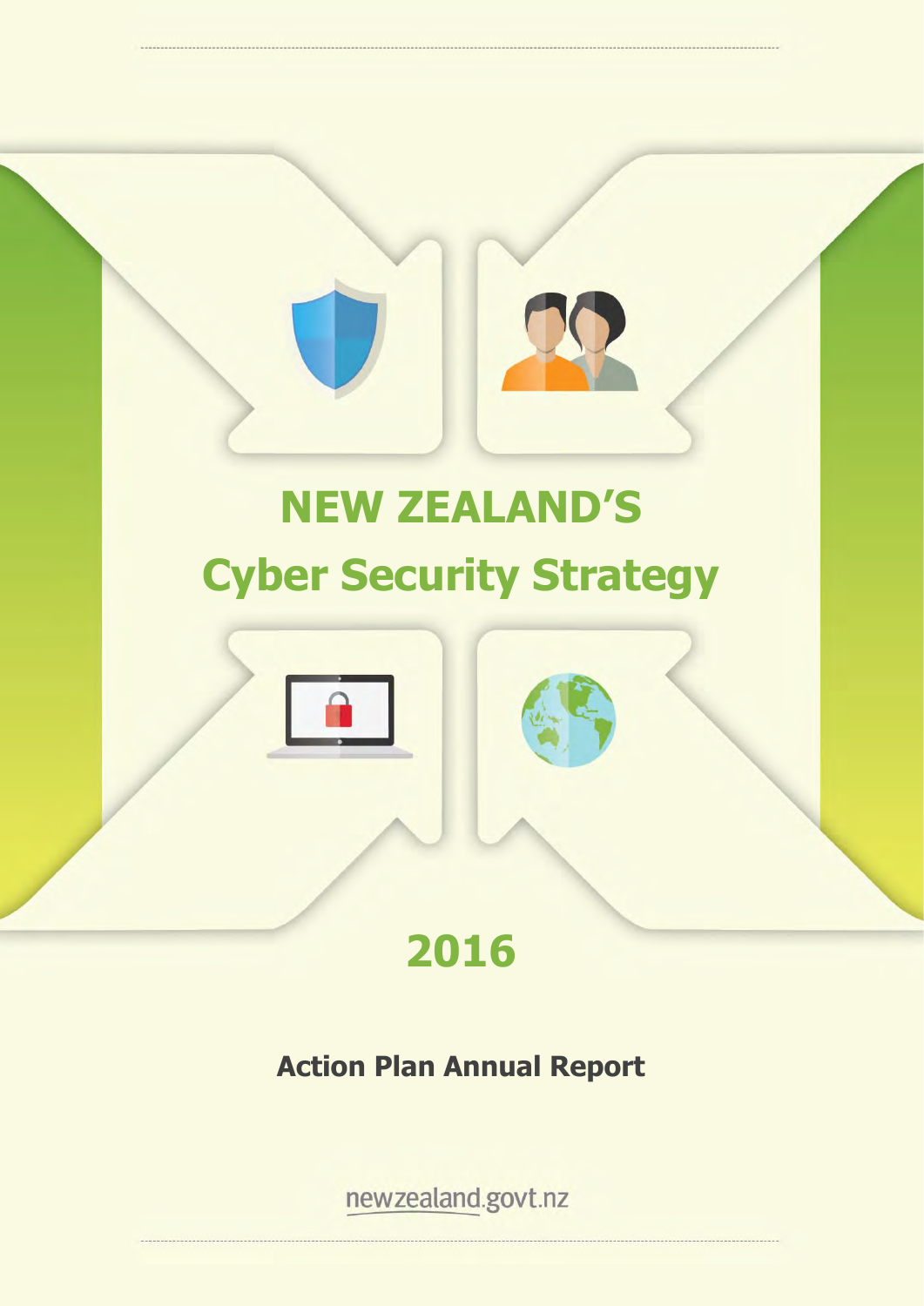# NEW ZEALAND'S Cyber Security Strategy

## 2016

### Action Plan Annual Report

newzealand.govt.nz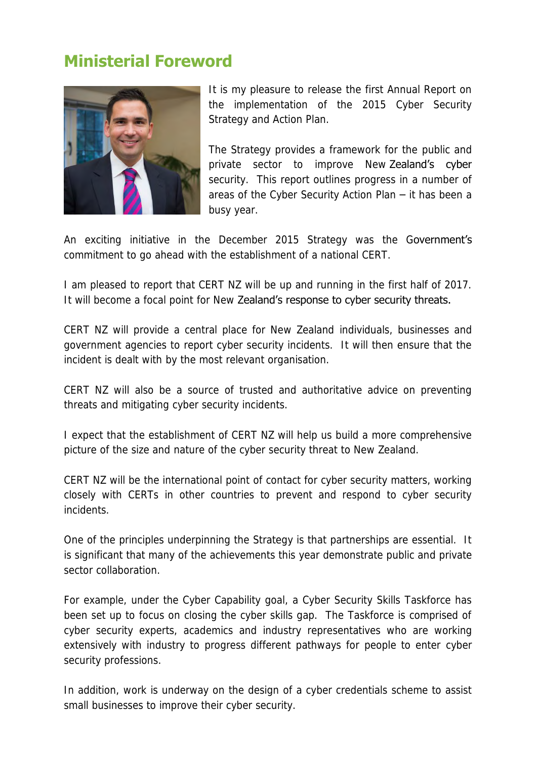## Ministerial Foreword

It is my pleasure to release the first Annual Report on the implementation of the 2015 Cyber Security Strategy and Action Plan.

The Strategy provides a framework for the public and private sector to improve New Zealand's cyber security. This report outlines progress in a number of areas of the Cyber Security Action Plan – it has been a busy year.

An exciting initiative in the December 2015 Strategy was the Government's commitment to go ahead with the establishment of a national CERT.

I am pleased to report that CERT NZ will be up and running in the first half of 2017. It will become a focal point for New Zealand's response to cyber security threats.

CERT NZ will provide a central place for New Zealand individuals, businesses and government agencies to report cyber security incidents. It will then ensure that the incident is dealt with by the most relevant organisation.

CERT NZ will also be a source of trusted and authoritative advice on preventing threats and mitigating cyber security incidents.

I expect that the establishment of CERT NZ will help us build a more comprehensive picture of the size and nature of the cyber security threat to New Zealand.

CERT NZ will be the international point of contact for cyber security matters, working closely with CERTs in other countries to prevent and respond to cyber security incidents.

One of the principles underpinning the Strategy is that partnerships are essential. It is significant that many of the achievements this year demonstrate public and private sector collaboration.

For example, under the Cyber Capability goal, a Cyber Security Skills Taskforce has been set up to focus on closing the cyber skills gap. The Taskforce is comprised of cyber security experts, academics and industry representatives who are working extensively with industry to progress different pathways for people to enter cyber security professions.

In addition, work is underway on the design of a cyber credentials scheme to assist small businesses to improve their cyber security.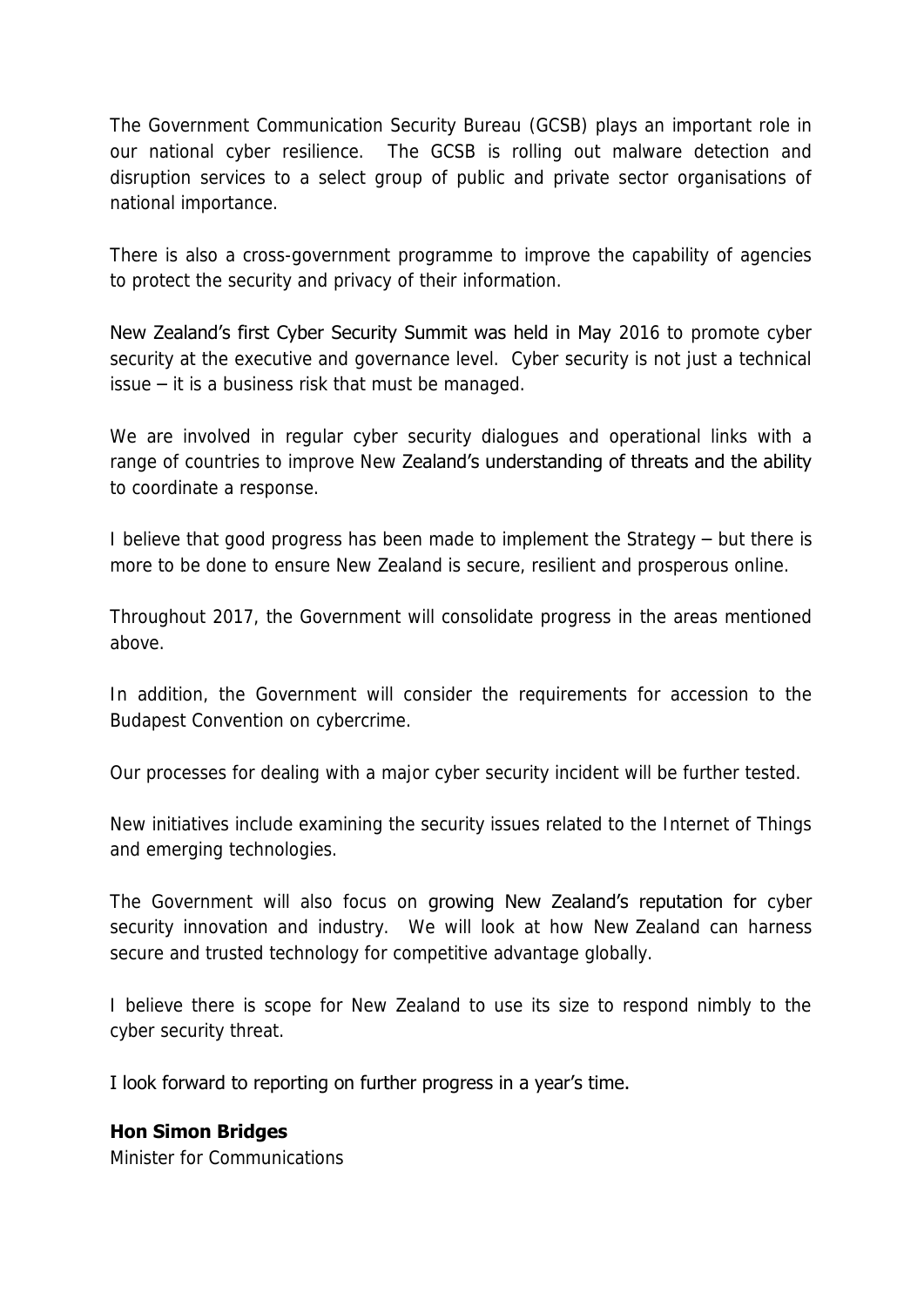The Government Communication Security Bureau (GCSB) plays an important role in our national cyber resilience. The GCSB is rolling out malware detection and disruption services to a select group of public and private sector organisations of national importance.

There is also a cross-government programme to improve the capability of agencies to protect the security and privacy of their information.

New Zealand's first Cyber Security Summit was held in May 2016 to promote cyber security at the executive and governance level. Cyber security is not just a technical issue – it is a business risk that must be managed.

We are involved in regular cyber security dialogues and operational links with a range of countries to improve New Zealand's understanding of threats and the ability to coordinate a response.

I believe that good progress has been made to implement the Strategy – but there is more to be done to ensure New Zealand is secure, resilient and prosperous online.

Throughout 2017, the Government will consolidate progress in the areas mentioned above.

In addition, the Government will consider the requirements for accession to the Budapest Convention on cybercrime.

Our processes for dealing with a major cyber security incident will be further tested.

New initiatives include examining the security issues related to the Internet of Things and emerging technologies.

The Government will also focus on growing New Zealand's reputation for cyber security innovation and industry. We will look at how New Zealand can harness secure and trusted technology for competitive advantage globally.

I believe there is scope for New Zealand to use its size to respond nimbly to the cyber security threat.

I look forward to reporting on further progress in a year's time.

**Hon Simon Bridges**
Minister for Communications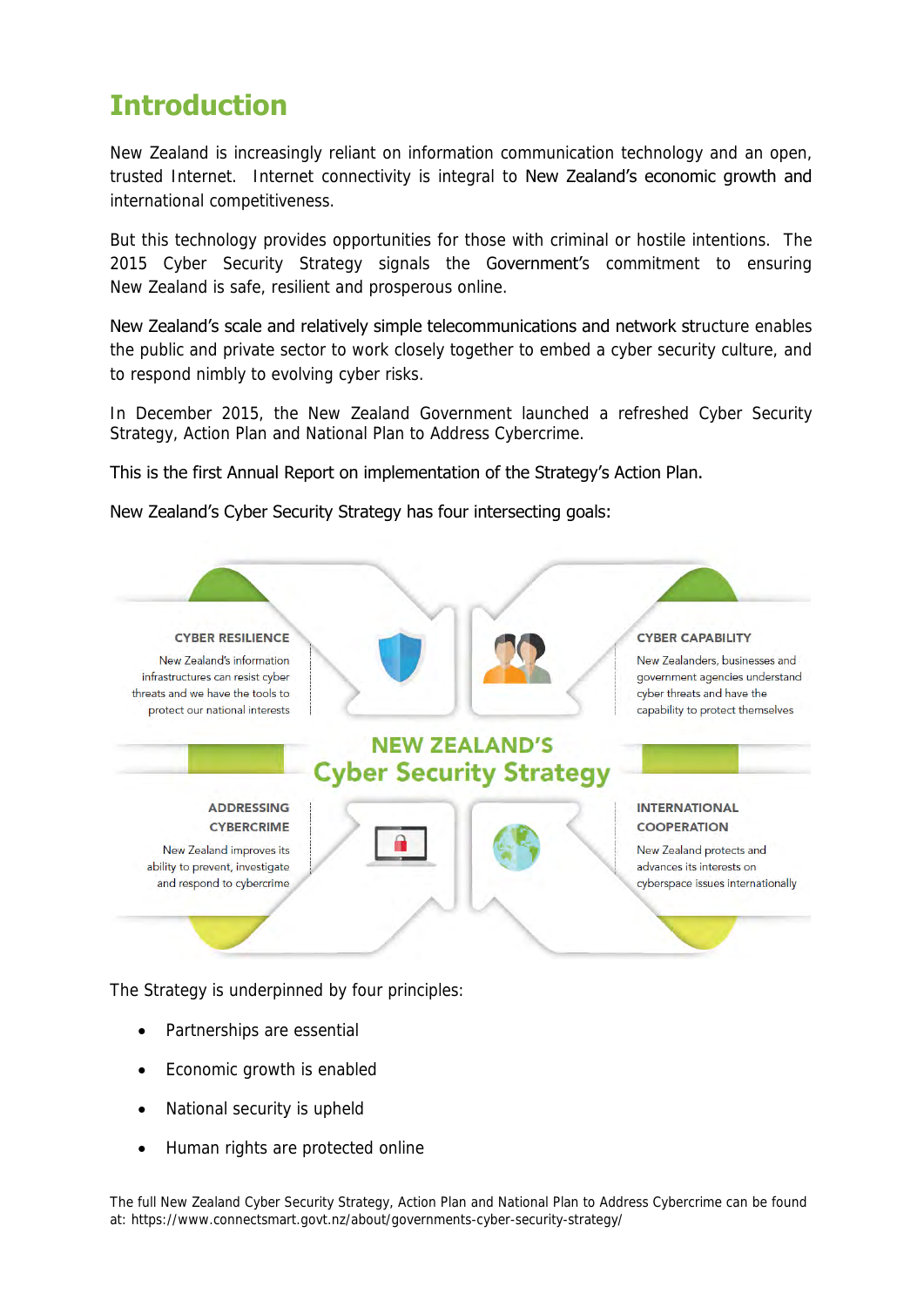# Introduction

New Zealand is increasingly reliant on information communication technology and an open, trusted Internet. Internet connectivity is integral to New Zealand's economic growth and international competitiveness.

But this technology provides opportunities for those with criminal or hostile intentions. The 2015 Cyber Security Strategy signals the Government's commitment to ensuring New Zealand is safe, resilient and prosperous online.

New Zealand's scale and relatively simple telecommunications and network structure enables the public and private sector to work closely together to embed a cyber security culture, and to respond nimbly to evolving cyber risks.

In December 2015, the New Zealand Government launched a refreshed Cyber Security Strategy, Action Plan and National Plan to Address Cybercrime.

This is the first Annual Report on implementation of the Strategy's Action Plan.

New Zealand's Cyber Security Strategy has four intersecting goals:

**NEW ZEALAND'S Cyber Security Strategy**

**CYBER RESILIENCE**
New Zealand's information infrastructures can resist cyber threats and we have the tools to protect our national interests

**CYBER CAPABILITY**
New Zealanders, businesses and government agencies understand cyber threats and have the capability to protect themselves

**ADDRESSING CYBERCRIME**
New Zealand improves its ability to prevent, investigate and respond to cybercrime

**INTERNATIONAL COOPERATION**
New Zealand protects and advances its interests on cyberspace issues internationally

The Strategy is underpinned by four principles:

- Partnerships are essential
- Economic growth is enabled
- National security is upheld
- Human rights are protected online

The full New Zealand Cyber Security Strategy, Action Plan and National Plan to Address Cybercrime can be found at: https://www.connectsmart.govt.nz/about/governments-cyber-security-strategy/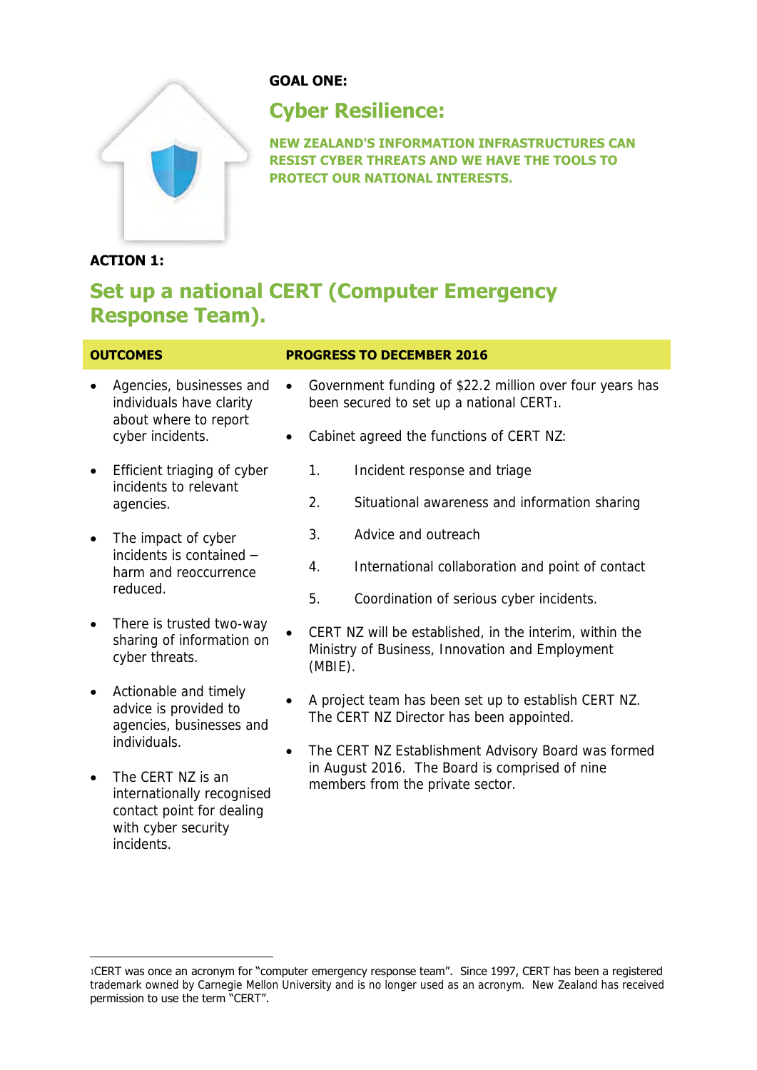**GOAL ONE:**

## Cyber Resilience:

**NEW ZEALAND'S INFORMATION INFRASTRUCTURES CAN RESIST CYBER THREATS AND WE HAVE THE TOOLS TO PROTECT OUR NATIONAL INTERESTS.**

**ACTION 1:**

## Set up a national CERT (Computer Emergency Response Team).

| OUTCOMES | PROGRESS TO DECEMBER 2016 |
|---|---|
| • Agencies, businesses and individuals have clarity about where to report cyber incidents.<br><br>• Efficient triaging of cyber incidents to relevant agencies.<br><br>• The impact of cyber incidents is contained – harm and reoccurrence reduced.<br><br>• There is trusted two-way sharing of information on cyber threats.<br><br>• Actionable and timely advice is provided to agencies, businesses and individuals.<br><br>• The CERT NZ is an internationally recognised contact point for dealing with cyber security incidents. | • Government funding of $22.2 million over four years has been secured to set up a national CERT[1].<br><br>• Cabinet agreed the functions of CERT NZ:<br>1. Incident response and triage<br>2. Situational awareness and information sharing<br>3. Advice and outreach<br>4. International collaboration and point of contact<br>5. Coordination of serious cyber incidents.<br><br>• CERT NZ will be established, in the interim, within the Ministry of Business, Innovation and Employment (MBIE).<br><br>• A project team has been set up to establish CERT NZ. The CERT NZ Director has been appointed.<br><br>• The CERT NZ Establishment Advisory Board was formed in August 2016. The Board is comprised of nine members from the private sector. |

[1]CERT was once an acronym for "computer emergency response team". Since 1997, CERT has been a registered trademark owned by Carnegie Mellon University and is no longer used as an acronym. New Zealand has received permission to use the term "CERT".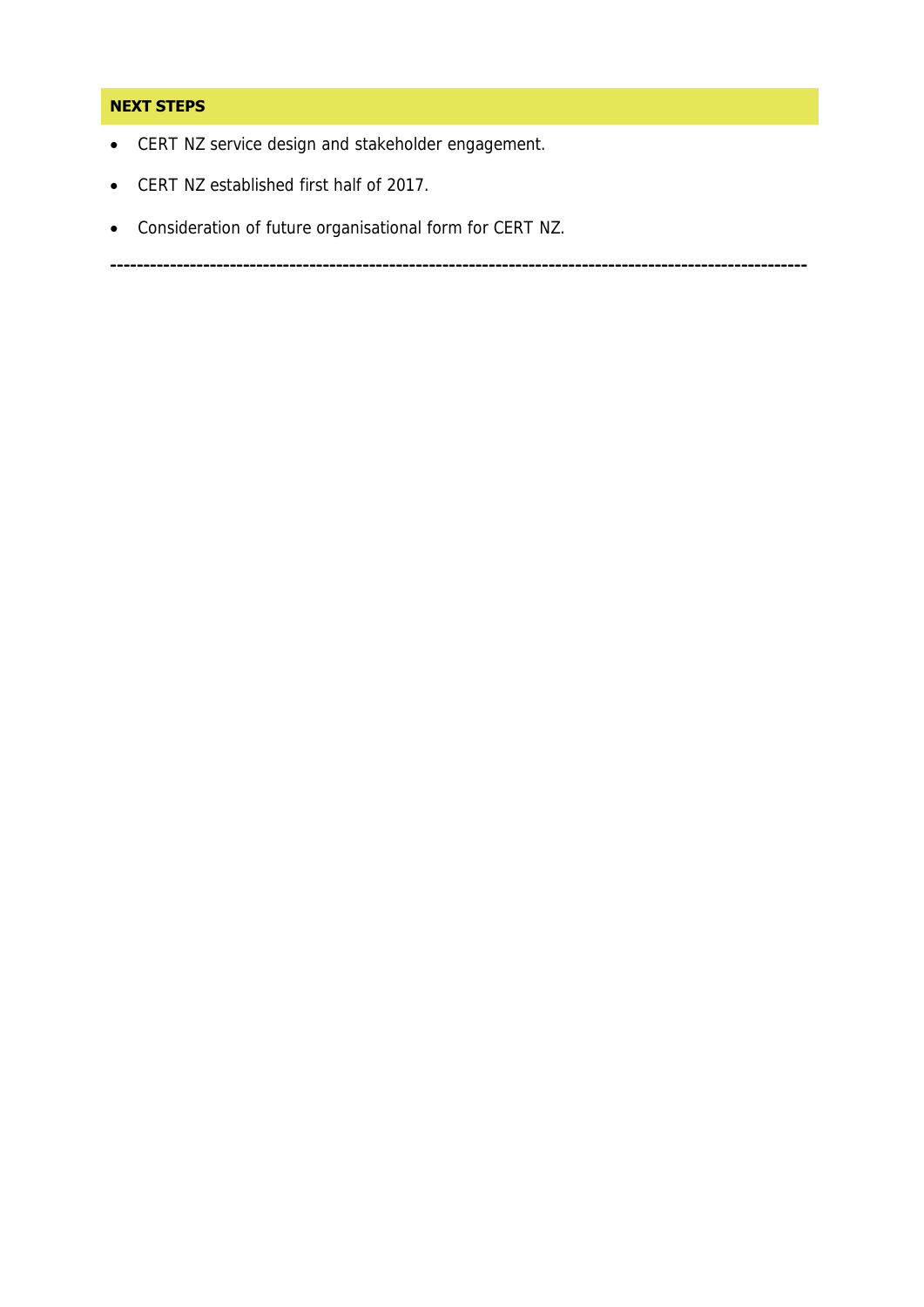## NEXT STEPS

- CERT NZ service design and stakeholder engagement.
- CERT NZ established first half of 2017.
- Consideration of future organisational form for CERT NZ.

---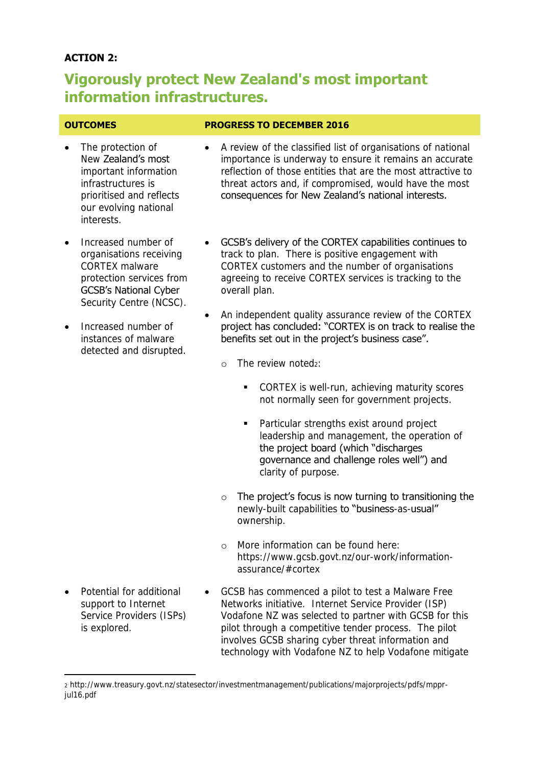**ACTION 2:**

## Vigorously protect New Zealand's most important information infrastructures.

| OUTCOMES | PROGRESS TO DECEMBER 2016 |
|---|---|
| • The protection of New Zealand's most important information infrastructures is prioritised and reflects our evolving national interests. | • A review of the classified list of organisations of national importance is underway to ensure it remains an accurate reflection of those entities that are the most attractive to threat actors and, if compromised, would have the most consequences for New Zealand's national interests. |
| • Increased number of organisations receiving CORTEX malware protection services from GCSB's National Cyber Security Centre (NCSC).<br><br>• Increased number of instances of malware detected and disrupted. | • GCSB's delivery of the CORTEX capabilities continues to track to plan. There is positive engagement with CORTEX customers and the number of organisations agreeing to receive CORTEX services is tracking to the overall plan.<br><br>• An independent quality assurance review of the CORTEX project has concluded: "CORTEX is on track to realise the benefits set out in the project's business case".<br><br>&nbsp;&nbsp;&nbsp;&nbsp;○ The review noted[2]:<br><br>&nbsp;&nbsp;&nbsp;&nbsp;&nbsp;&nbsp;&nbsp;&nbsp;▪ CORTEX is well-run, achieving maturity scores not normally seen for government projects.<br><br>&nbsp;&nbsp;&nbsp;&nbsp;&nbsp;&nbsp;&nbsp;&nbsp;▪ Particular strengths exist around project leadership and management, the operation of the project board (which "discharges governance and challenge roles well") and clarity of purpose.<br><br>&nbsp;&nbsp;&nbsp;&nbsp;○ The project's focus is now turning to transitioning the newly-built capabilities to "business-as-usual" ownership.<br><br>&nbsp;&nbsp;&nbsp;&nbsp;○ More information can be found here: https://www.gcsb.govt.nz/our-work/information-assurance/#cortex |
| • Potential for additional support to Internet Service Providers (ISPs) is explored. | • GCSB has commenced a pilot to test a Malware Free Networks initiative. Internet Service Provider (ISP) Vodafone NZ was selected to partner with GCSB for this pilot through a competitive tender process. The pilot involves GCSB sharing cyber threat information and technology with Vodafone NZ to help Vodafone mitigate |

[2] http://www.treasury.govt.nz/statesector/investmentmanagement/publications/majorprojects/pdfs/mppr-jul16.pdf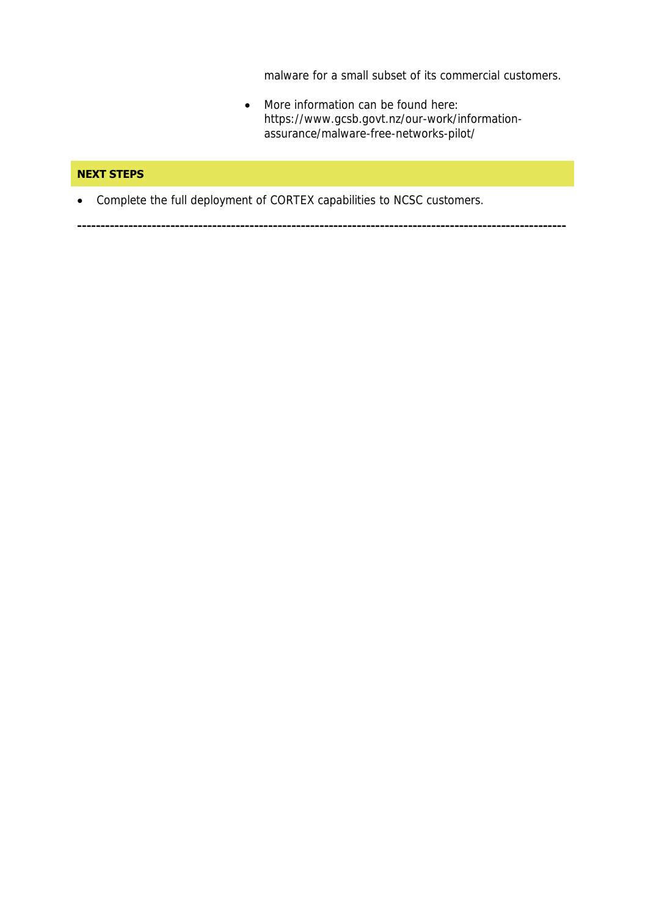malware for a small subset of its commercial customers.

- More information can be found here: https://www.gcsb.govt.nz/our-work/information-assurance/malware-free-networks-pilot/

**NEXT STEPS**

- Complete the full deployment of CORTEX capabilities to NCSC customers.

---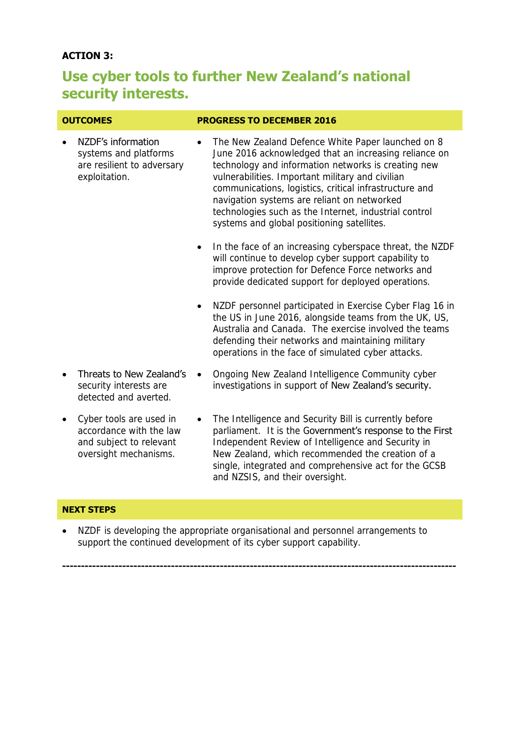**ACTION 3:**

## Use cyber tools to further New Zealand's national security interests.

| OUTCOMES | PROGRESS TO DECEMBER 2016 |
|---|---|
| • NZDF's information systems and platforms are resilient to adversary exploitation. | • The New Zealand Defence White Paper launched on 8 June 2016 acknowledged that an increasing reliance on technology and information networks is creating new vulnerabilities. Important military and civilian communications, logistics, critical infrastructure and navigation systems are reliant on networked technologies such as the Internet, industrial control systems and global positioning satellites.<br><br>• In the face of an increasing cyberspace threat, the NZDF will continue to develop cyber support capability to improve protection for Defence Force networks and provide dedicated support for deployed operations.<br><br>• NZDF personnel participated in Exercise Cyber Flag 16 in the US in June 2016, alongside teams from the UK, US, Australia and Canada. The exercise involved the teams defending their networks and maintaining military operations in the face of simulated cyber attacks. |
| • Threats to New Zealand's security interests are detected and averted. | • Ongoing New Zealand Intelligence Community cyber investigations in support of New Zealand's security. |
| • Cyber tools are used in accordance with the law and subject to relevant oversight mechanisms. | • The Intelligence and Security Bill is currently before parliament. It is the Government's response to the First Independent Review of Intelligence and Security in New Zealand, which recommended the creation of a single, integrated and comprehensive act for the GCSB and NZSIS, and their oversight. |

**NEXT STEPS**

- NZDF is developing the appropriate organisational and personnel arrangements to support the continued development of its cyber support capability.

---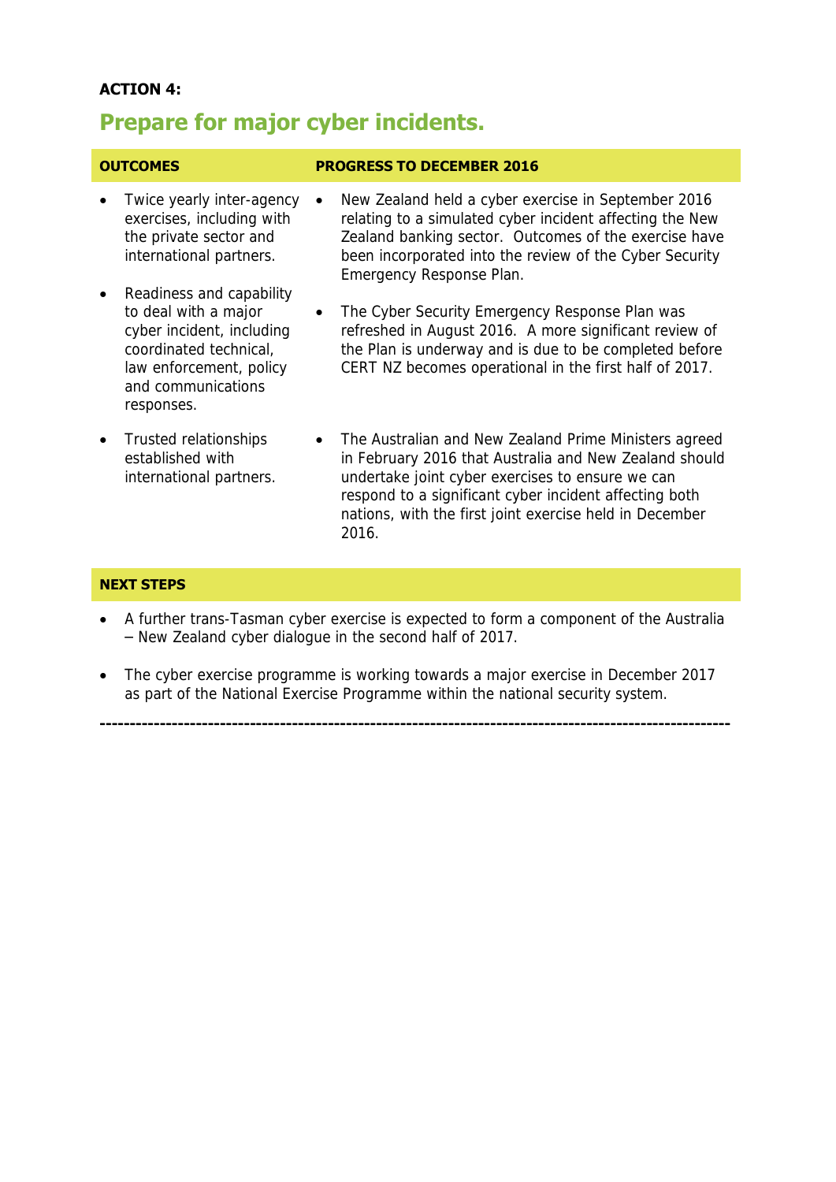**ACTION 4:**

## Prepare for major cyber incidents.

| OUTCOMES | PROGRESS TO DECEMBER 2016 |
| --- | --- |
| • Twice yearly inter-agency exercises, including with the private sector and international partners.<br>• Readiness and capability to deal with a major cyber incident, including coordinated technical, law enforcement, policy and communications responses. | • New Zealand held a cyber exercise in September 2016 relating to a simulated cyber incident affecting the New Zealand banking sector. Outcomes of the exercise have been incorporated into the review of the Cyber Security Emergency Response Plan.<br>• The Cyber Security Emergency Response Plan was refreshed in August 2016. A more significant review of the Plan is underway and is due to be completed before CERT NZ becomes operational in the first half of 2017. |
| • Trusted relationships established with international partners. | • The Australian and New Zealand Prime Ministers agreed in February 2016 that Australia and New Zealand should undertake joint cyber exercises to ensure we can respond to a significant cyber incident affecting both nations, with the first joint exercise held in December 2016. |

**NEXT STEPS**

- A further trans-Tasman cyber exercise is expected to form a component of the Australia – New Zealand cyber dialogue in the second half of 2017.
- The cyber exercise programme is working towards a major exercise in December 2017 as part of the National Exercise Programme within the national security system.

---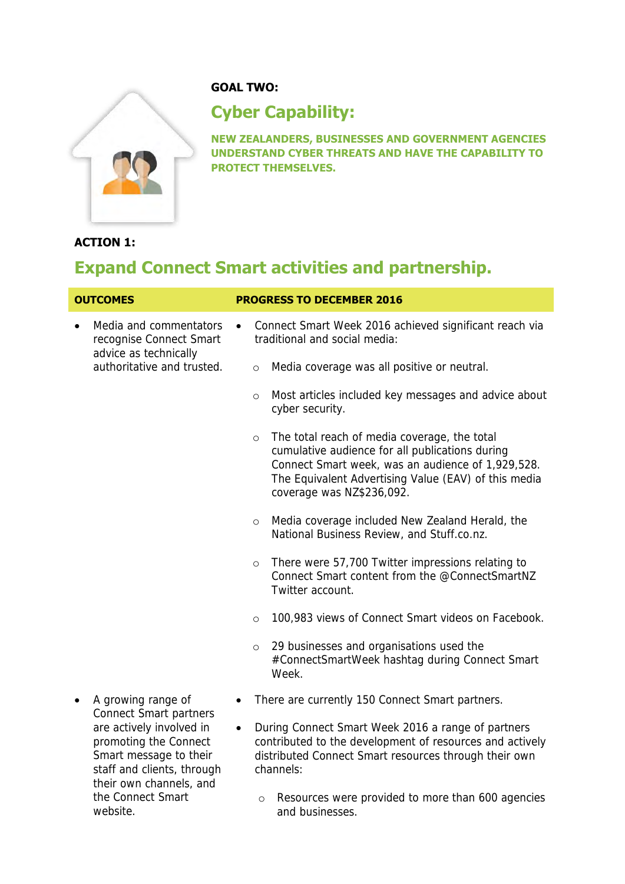**GOAL TWO:**

## Cyber Capability:

**NEW ZEALANDERS, BUSINESSES AND GOVERNMENT AGENCIES UNDERSTAND CYBER THREATS AND HAVE THE CAPABILITY TO PROTECT THEMSELVES.**

**ACTION 1:**

### Expand Connect Smart activities and partnership.

| OUTCOMES | PROGRESS TO DECEMBER 2016 |
|---|---|
| • Media and commentators recognise Connect Smart advice as technically authoritative and trusted. | • Connect Smart Week 2016 achieved significant reach via traditional and social media:<br>○ Media coverage was all positive or neutral.<br>○ Most articles included key messages and advice about cyber security.<br>○ The total reach of media coverage, the total cumulative audience for all publications during Connect Smart week, was an audience of 1,929,528. The Equivalent Advertising Value (EAV) of this media coverage was NZ$236,092.<br>○ Media coverage included New Zealand Herald, the National Business Review, and Stuff.co.nz.<br>○ There were 57,700 Twitter impressions relating to Connect Smart content from the @ConnectSmartNZ Twitter account.<br>○ 100,983 views of Connect Smart videos on Facebook.<br>○ 29 businesses and organisations used the #ConnectSmartWeek hashtag during Connect Smart Week. |
| • A growing range of Connect Smart partners are actively involved in promoting the Connect Smart message to their staff and clients, through their own channels, and the Connect Smart website. | • There are currently 150 Connect Smart partners.<br>• During Connect Smart Week 2016 a range of partners contributed to the development of resources and actively distributed Connect Smart resources through their own channels:<br>○ Resources were provided to more than 600 agencies and businesses. |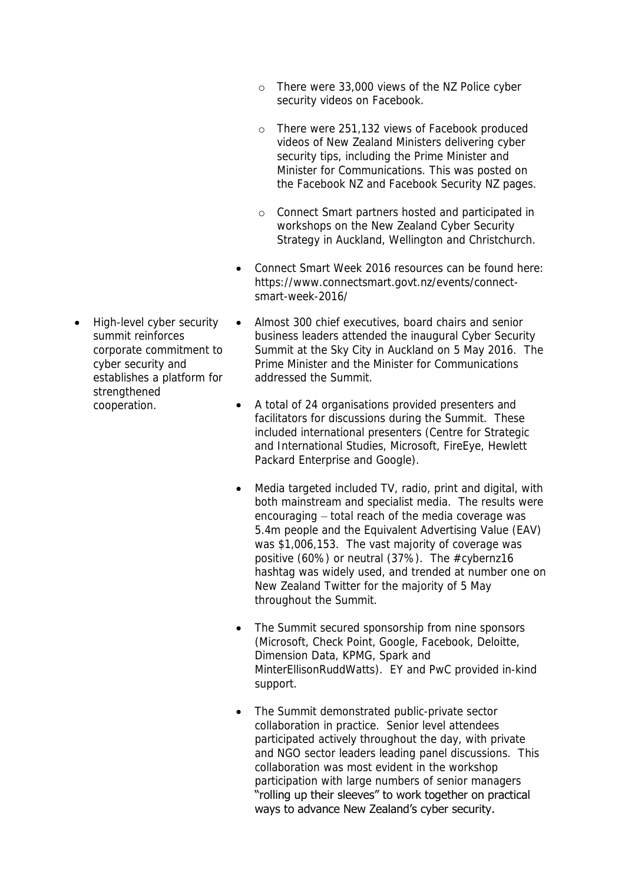- There were 33,000 views of the NZ Police cyber security videos on Facebook.

- There were 251,132 views of Facebook produced videos of New Zealand Ministers delivering cyber security tips, including the Prime Minister and Minister for Communications. This was posted on the Facebook NZ and Facebook Security NZ pages.

- Connect Smart partners hosted and participated in workshops on the New Zealand Cyber Security Strategy in Auckland, Wellington and Christchurch.

- Connect Smart Week 2016 resources can be found here: https://www.connectsmart.govt.nz/events/connect-smart-week-2016/

| | |
|---|---|
| High-level cyber security summit reinforces corporate commitment to cyber security and establishes a platform for strengthened cooperation. | • Almost 300 chief executives, board chairs and senior business leaders attended the inaugural Cyber Security Summit at the Sky City in Auckland on 5 May 2016. The Prime Minister and the Minister for Communications addressed the Summit.<br>• A total of 24 organisations provided presenters and facilitators for discussions during the Summit. These included international presenters (Centre for Strategic and International Studies, Microsoft, FireEye, Hewlett Packard Enterprise and Google).<br>• Media targeted included TV, radio, print and digital, with both mainstream and specialist media. The results were encouraging – total reach of the media coverage was 5.4m people and the Equivalent Advertising Value (EAV) was $1,006,153. The vast majority of coverage was positive (60%) or neutral (37%). The #cybernz16 hashtag was widely used, and trended at number one on New Zealand Twitter for the majority of 5 May throughout the Summit.<br>• The Summit secured sponsorship from nine sponsors (Microsoft, Check Point, Google, Facebook, Deloitte, Dimension Data, KPMG, Spark and MinterEllisonRuddWatts). EY and PwC provided in-kind support.<br>• The Summit demonstrated public-private sector collaboration in practice. Senior level attendees participated actively throughout the day, with private and NGO sector leaders leading panel discussions. This collaboration was most evident in the workshop participation with large numbers of senior managers "rolling up their sleeves" to work together on practical ways to advance New Zealand's cyber security. |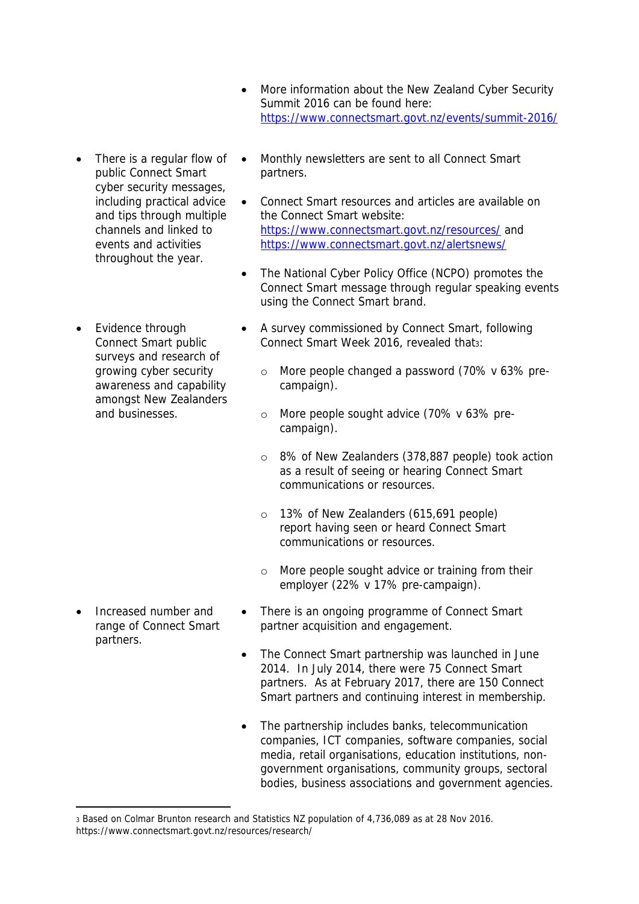| | |
|---|---|
| | More information about the New Zealand Cyber Security Summit 2016 can be found here: https://www.connectsmart.govt.nz/events/summit-2016/ |
| There is a regular flow of public Connect Smart cyber security messages, including practical advice and tips through multiple channels and linked to events and activities throughout the year. | Monthly newsletters are sent to all Connect Smart partners.<br><br>Connect Smart resources and articles are available on the Connect Smart website: https://www.connectsmart.govt.nz/resources/ and https://www.connectsmart.govt.nz/alertsnews/<br><br>The National Cyber Policy Office (NCPO) promotes the Connect Smart message through regular speaking events using the Connect Smart brand. |
| Evidence through Connect Smart public surveys and research of growing cyber security awareness and capability amongst New Zealanders and businesses. | A survey commissioned by Connect Smart, following Connect Smart Week 2016, revealed that[3]:<br>- More people changed a password (70% v 63% pre-campaign).<br>- More people sought advice (70% v 63% pre-campaign).<br>- 8% of New Zealanders (378,887 people) took action as a result of seeing or hearing Connect Smart communications or resources.<br>- 13% of New Zealanders (615,691 people) report having seen or heard Connect Smart communications or resources.<br>- More people sought advice or training from their employer (22% v 17% pre-campaign). |
| Increased number and range of Connect Smart partners. | There is an ongoing programme of Connect Smart partner acquisition and engagement.<br><br>The Connect Smart partnership was launched in June 2014. In July 2014, there were 75 Connect Smart partners. As at February 2017, there are 150 Connect Smart partners and continuing interest in membership.<br><br>The partnership includes banks, telecommunication companies, ICT companies, software companies, social media, retail organisations, education institutions, non-government organisations, community groups, sectoral bodies, business associations and government agencies. |

[3] Based on Colmar Brunton research and Statistics NZ population of 4,736,089 as at 28 Nov 2016. https://www.connectsmart.govt.nz/resources/research/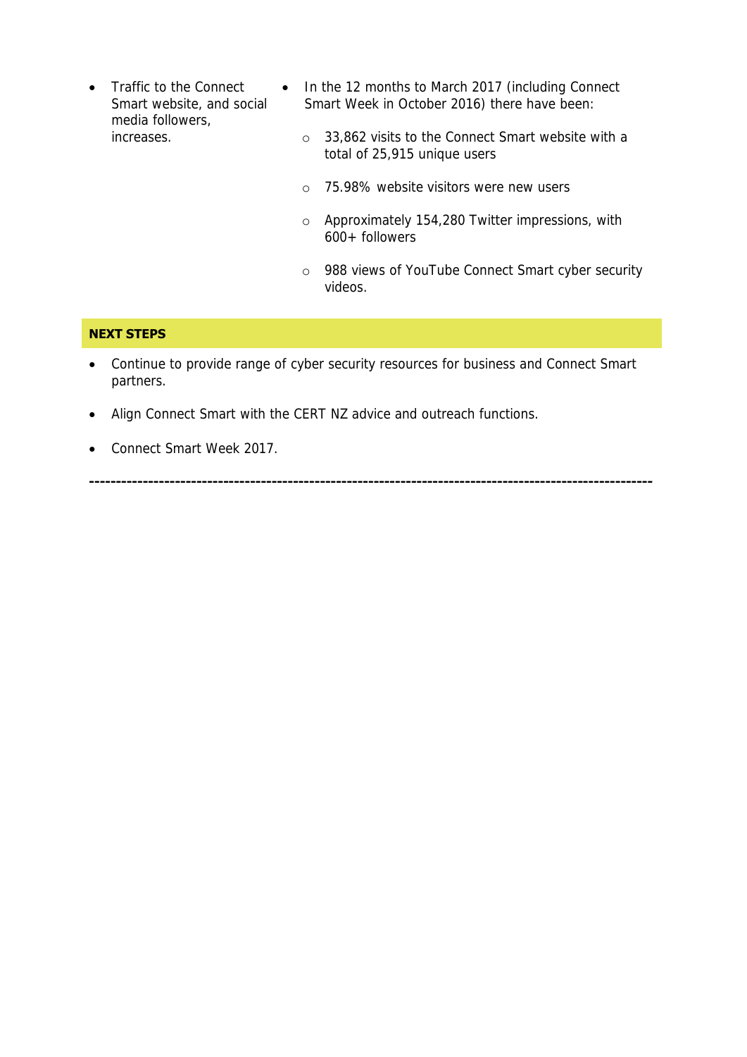| | |
|---|---|
| • Traffic to the Connect Smart website, and social media followers, increases. | • In the 12 months to March 2017 (including Connect Smart Week in October 2016) there have been:<br>○ 33,862 visits to the Connect Smart website with a total of 25,915 unique users<br>○ 75.98% website visitors were new users<br>○ Approximately 154,280 Twitter impressions, with 600+ followers<br>○ 988 views of YouTube Connect Smart cyber security videos. |

**NEXT STEPS**

- Continue to provide range of cyber security resources for business and Connect Smart partners.
- Align Connect Smart with the CERT NZ advice and outreach functions.
- Connect Smart Week 2017.

---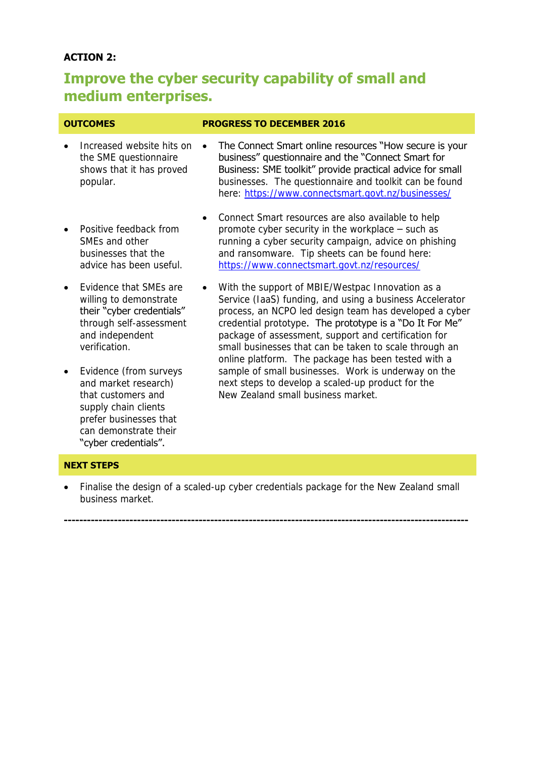**ACTION 2:**

## Improve the cyber security capability of small and medium enterprises.

| OUTCOMES | PROGRESS TO DECEMBER 2016 |
|---|---|
| • Increased website hits on the SME questionnaire shows that it has proved popular.<br><br>• Positive feedback from SMEs and other businesses that the advice has been useful. | • The Connect Smart online resources "How secure is your business" questionnaire and the "Connect Smart for Business: SME toolkit" provide practical advice for small businesses. The questionnaire and toolkit can be found here: https://www.connectsmart.govt.nz/businesses/<br><br>• Connect Smart resources are also available to help promote cyber security in the workplace – such as running a cyber security campaign, advice on phishing and ransomware. Tip sheets can be found here: https://www.connectsmart.govt.nz/resources/ |
| • Evidence that SMEs are willing to demonstrate their "cyber credentials" through self-assessment and independent verification.<br><br>• Evidence (from surveys and market research) that customers and supply chain clients prefer businesses that can demonstrate their "cyber credentials". | • With the support of MBIE/Westpac Innovation as a Service (IaaS) funding, and using a business Accelerator process, an NCPO led design team has developed a cyber credential prototype. The prototype is a "Do It For Me" package of assessment, support and certification for small businesses that can be taken to scale through an online platform. The package has been tested with a sample of small businesses. Work is underway on the next steps to develop a scaled-up product for the New Zealand small business market. |

**NEXT STEPS**

- Finalise the design of a scaled-up cyber credentials package for the New Zealand small business market.

---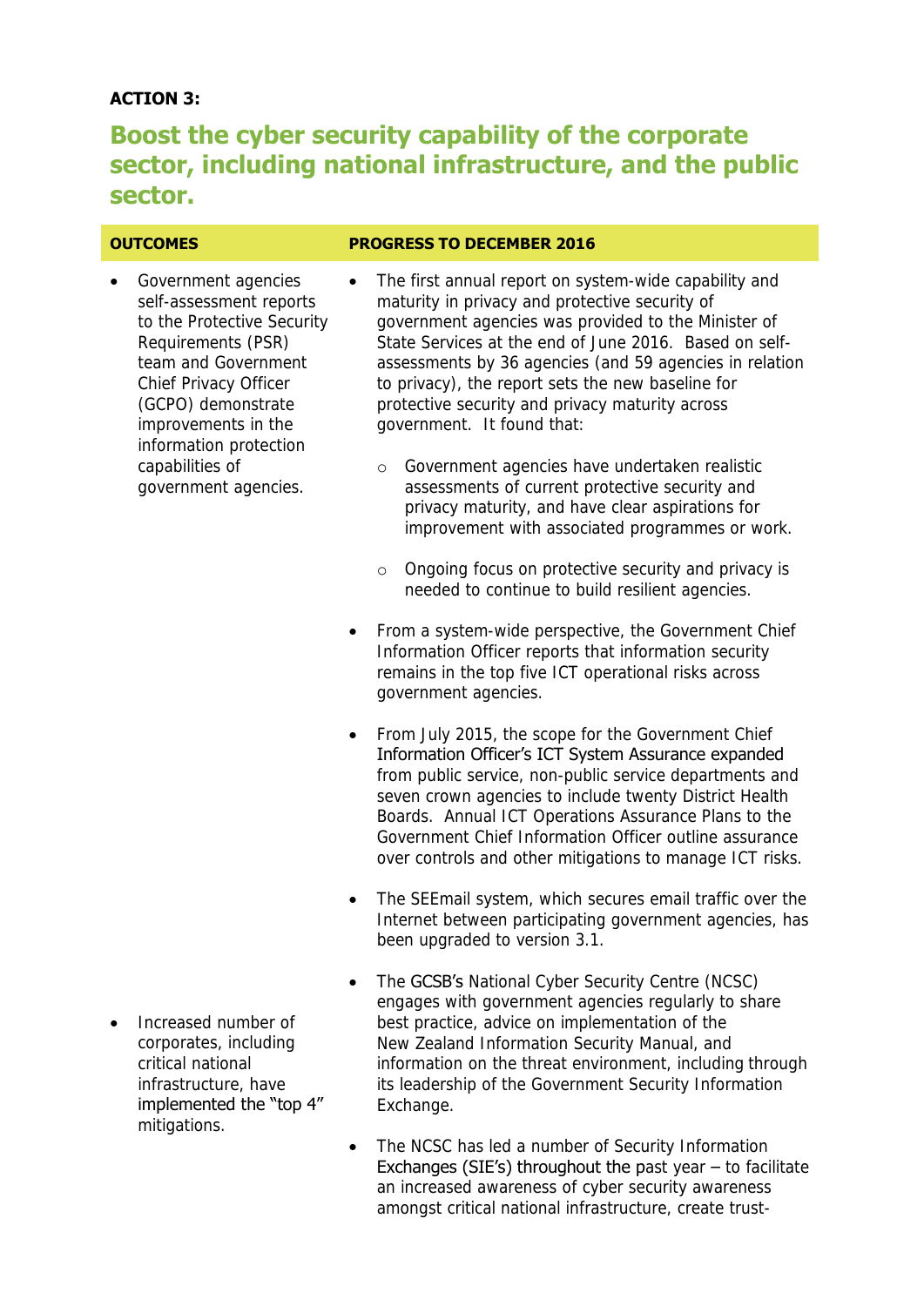**ACTION 3:**

## Boost the cyber security capability of the corporate sector, including national infrastructure, and the public sector.

| OUTCOMES | PROGRESS TO DECEMBER 2016 |
|---|---|
| • Government agencies self-assessment reports to the Protective Security Requirements (PSR) team and Government Chief Privacy Officer (GCPO) demonstrate improvements in the information protection capabilities of government agencies. | • The first annual report on system-wide capability and maturity in privacy and protective security of government agencies was provided to the Minister of State Services at the end of June 2016. Based on self-assessments by 36 agencies (and 59 agencies in relation to privacy), the report sets the new baseline for protective security and privacy maturity across government. It found that:<br>o Government agencies have undertaken realistic assessments of current protective security and privacy maturity, and have clear aspirations for improvement with associated programmes or work.<br>o Ongoing focus on protective security and privacy is needed to continue to build resilient agencies.<br>• From a system-wide perspective, the Government Chief Information Officer reports that information security remains in the top five ICT operational risks across government agencies.<br>• From July 2015, the scope for the Government Chief Information Officer's ICT System Assurance expanded from public service, non-public service departments and seven crown agencies to include twenty District Health Boards. Annual ICT Operations Assurance Plans to the Government Chief Information Officer outline assurance over controls and other mitigations to manage ICT risks.<br>• The SEEmail system, which secures email traffic over the Internet between participating government agencies, has been upgraded to version 3.1. |
| • Increased number of corporates, including critical national infrastructure, have implemented the "top 4" mitigations. | • The GCSB's National Cyber Security Centre (NCSC) engages with government agencies regularly to share best practice, advice on implementation of the New Zealand Information Security Manual, and information on the threat environment, including through its leadership of the Government Security Information Exchange.<br>• The NCSC has led a number of Security Information Exchanges (SIE's) throughout the past year – to facilitate an increased awareness of cyber security awareness amongst critical national infrastructure, create trust- |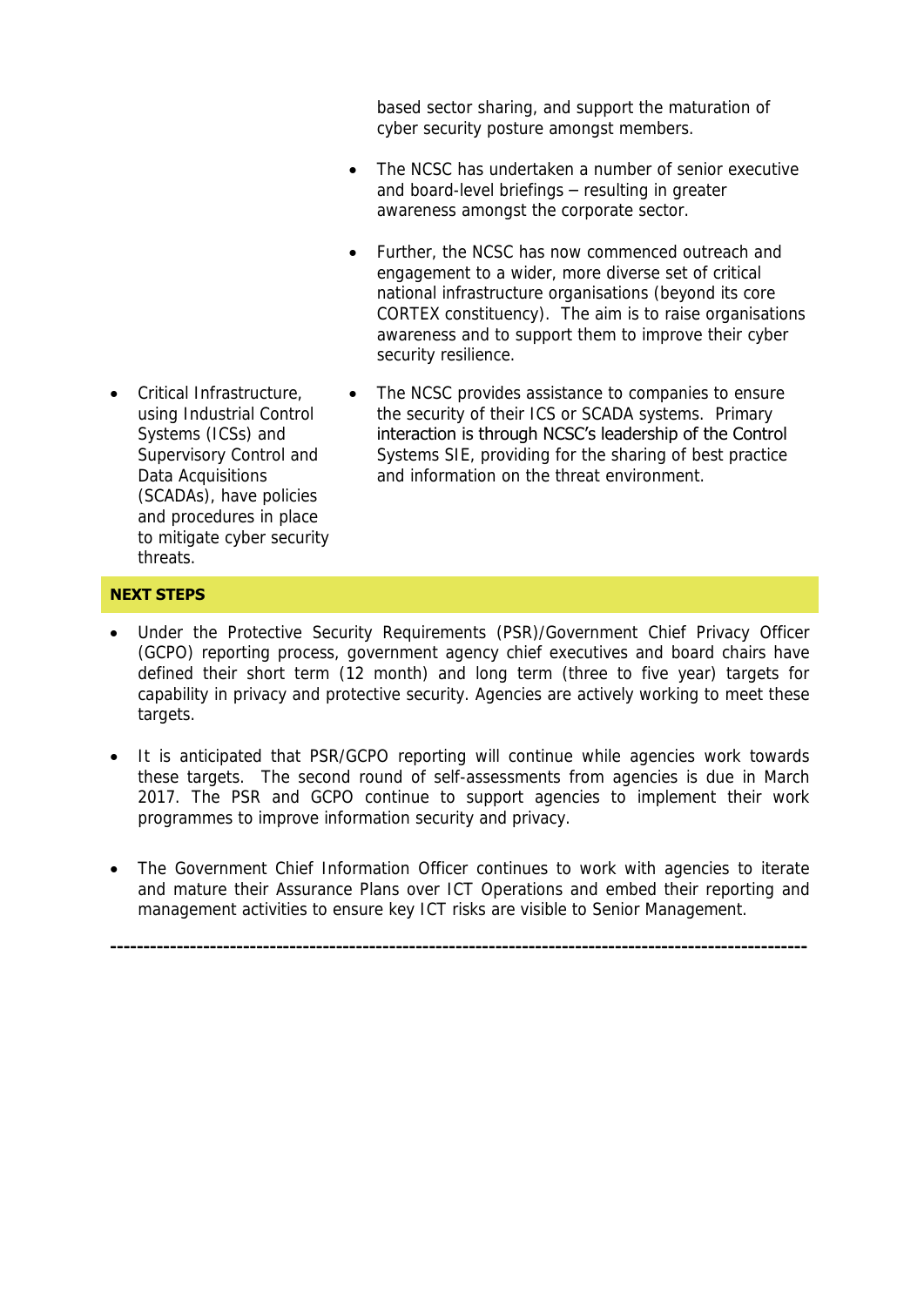| | |
|---|---|
| | based sector sharing, and support the maturation of cyber security posture amongst members.<br><br>• The NCSC has undertaken a number of senior executive and board-level briefings – resulting in greater awareness amongst the corporate sector.<br><br>• Further, the NCSC has now commenced outreach and engagement to a wider, more diverse set of critical national infrastructure organisations (beyond its core CORTEX constituency). The aim is to raise organisations awareness and to support them to improve their cyber security resilience. |
| • Critical Infrastructure, using Industrial Control Systems (ICSs) and Supervisory Control and Data Acquisitions (SCADAs), have policies and procedures in place to mitigate cyber security threats. | • The NCSC provides assistance to companies to ensure the security of their ICS or SCADA systems. Primary interaction is through NCSC's leadership of the Control Systems SIE, providing for the sharing of best practice and information on the threat environment. |

**NEXT STEPS**

- Under the Protective Security Requirements (PSR)/Government Chief Privacy Officer (GCPO) reporting process, government agency chief executives and board chairs have defined their short term (12 month) and long term (three to five year) targets for capability in privacy and protective security. Agencies are actively working to meet these targets.

- It is anticipated that PSR/GCPO reporting will continue while agencies work towards these targets. The second round of self-assessments from agencies is due in March 2017. The PSR and GCPO continue to support agencies to implement their work programmes to improve information security and privacy.

- The Government Chief Information Officer continues to work with agencies to iterate and mature their Assurance Plans over ICT Operations and embed their reporting and management activities to ensure key ICT risks are visible to Senior Management.

---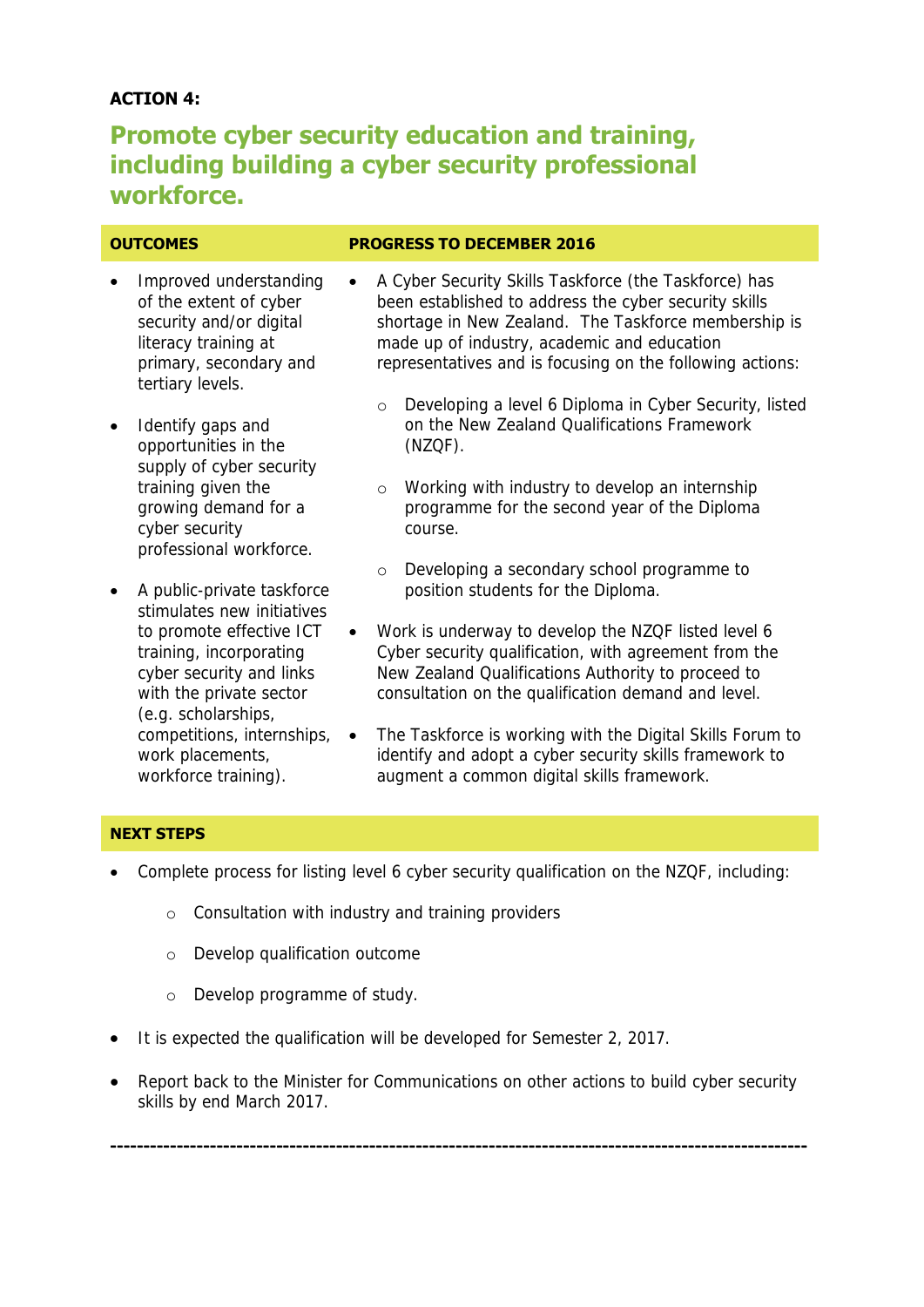**ACTION 4:**

## Promote cyber security education and training, including building a cyber security professional workforce.

| OUTCOMES | PROGRESS TO DECEMBER 2016 |
|---|---|
| • Improved understanding of the extent of cyber security and/or digital literacy training at primary, secondary and tertiary levels.<br><br>• Identify gaps and opportunities in the supply of cyber security training given the growing demand for a cyber security professional workforce.<br><br>• A public-private taskforce stimulates new initiatives to promote effective ICT training, incorporating cyber security and links with the private sector (e.g. scholarships, competitions, internships, work placements, workforce training). | • A Cyber Security Skills Taskforce (the Taskforce) has been established to address the cyber security skills shortage in New Zealand. The Taskforce membership is made up of industry, academic and education representatives and is focusing on the following actions:<br>&nbsp;&nbsp;&nbsp;&nbsp;○ Developing a level 6 Diploma in Cyber Security, listed on the New Zealand Qualifications Framework (NZQF).<br>&nbsp;&nbsp;&nbsp;&nbsp;○ Working with industry to develop an internship programme for the second year of the Diploma course.<br>&nbsp;&nbsp;&nbsp;&nbsp;○ Developing a secondary school programme to position students for the Diploma.<br><br>• Work is underway to develop the NZQF listed level 6 Cyber security qualification, with agreement from the New Zealand Qualifications Authority to proceed to consultation on the qualification demand and level.<br><br>• The Taskforce is working with the Digital Skills Forum to identify and adopt a cyber security skills framework to augment a common digital skills framework. |

**NEXT STEPS**

- Complete process for listing level 6 cyber security qualification on the NZQF, including:
    - Consultation with industry and training providers
    - Develop qualification outcome
    - Develop programme of study.
- It is expected the qualification will be developed for Semester 2, 2017.
- Report back to the Minister for Communications on other actions to build cyber security skills by end March 2017.

---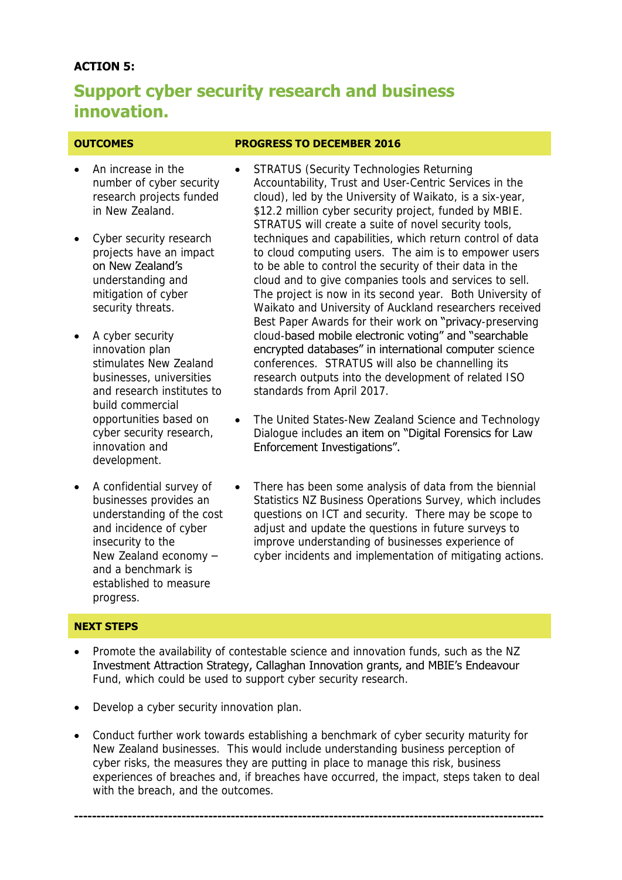**ACTION 5:**

## Support cyber security research and business innovation.

| OUTCOMES | PROGRESS TO DECEMBER 2016 |
| --- | --- |
| • An increase in the number of cyber security research projects funded in New Zealand.<br><br>• Cyber security research projects have an impact on New Zealand's understanding and mitigation of cyber security threats.<br><br>• A cyber security innovation plan stimulates New Zealand businesses, universities and research institutes to build commercial opportunities based on cyber security research, innovation and development. | • STRATUS (Security Technologies Returning Accountability, Trust and User-Centric Services in the cloud), led by the University of Waikato, is a six-year, $12.2 million cyber security project, funded by MBIE. STRATUS will create a suite of novel security tools, techniques and capabilities, which return control of data to cloud computing users. The aim is to empower users to be able to control the security of their data in the cloud and to give companies tools and services to sell. The project is now in its second year. Both University of Waikato and University of Auckland researchers received Best Paper Awards for their work on "privacy-preserving cloud-based mobile electronic voting" and "searchable encrypted databases" in international computer science conferences. STRATUS will also be channelling its research outputs into the development of related ISO standards from April 2017.<br><br>• The United States-New Zealand Science and Technology Dialogue includes an item on "Digital Forensics for Law Enforcement Investigations". |
| • A confidential survey of businesses provides an understanding of the cost and incidence of cyber insecurity to the New Zealand economy – and a benchmark is established to measure progress. | • There has been some analysis of data from the biennial Statistics NZ Business Operations Survey, which includes questions on ICT and security. There may be scope to adjust and update the questions in future surveys to improve understanding of businesses experience of cyber incidents and implementation of mitigating actions. |

**NEXT STEPS**

- Promote the availability of contestable science and innovation funds, such as the NZ Investment Attraction Strategy, Callaghan Innovation grants, and MBIE's Endeavour Fund, which could be used to support cyber security research.
- Develop a cyber security innovation plan.
- Conduct further work towards establishing a benchmark of cyber security maturity for New Zealand businesses. This would include understanding business perception of cyber risks, the measures they are putting in place to manage this risk, business experiences of breaches and, if breaches have occurred, the impact, steps taken to deal with the breach, and the outcomes.

---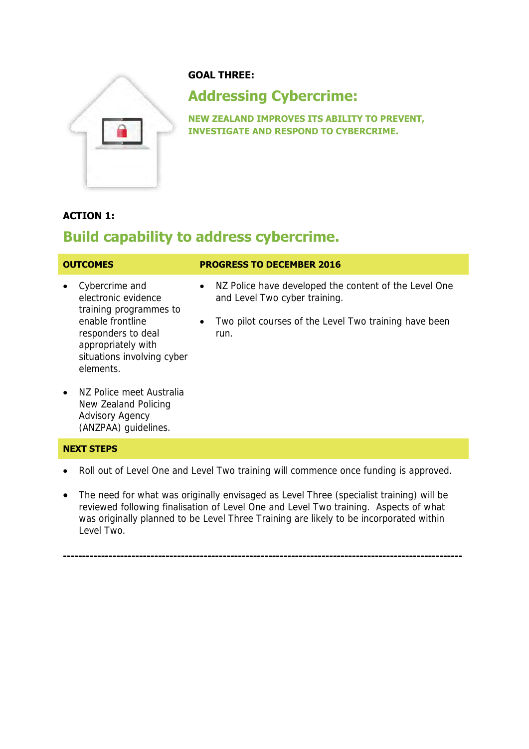**GOAL THREE:**

# Addressing Cybercrime:

**NEW ZEALAND IMPROVES ITS ABILITY TO PREVENT, INVESTIGATE AND RESPOND TO CYBERCRIME.**

**ACTION 1:**

## Build capability to address cybercrime.

| OUTCOMES | PROGRESS TO DECEMBER 2016 |
| --- | --- |
| • Cybercrime and electronic evidence training programmes to enable frontline responders to deal appropriately with situations involving cyber elements.<br><br>• NZ Police meet Australia New Zealand Policing Advisory Agency (ANZPAA) guidelines. | • NZ Police have developed the content of the Level One and Level Two cyber training.<br><br>• Two pilot courses of the Level Two training have been run. |

**NEXT STEPS**

- Roll out of Level One and Level Two training will commence once funding is approved.
- The need for what was originally envisaged as Level Three (specialist training) will be reviewed following finalisation of Level One and Level Two training. Aspects of what was originally planned to be Level Three Training are likely to be incorporated within Level Two.

---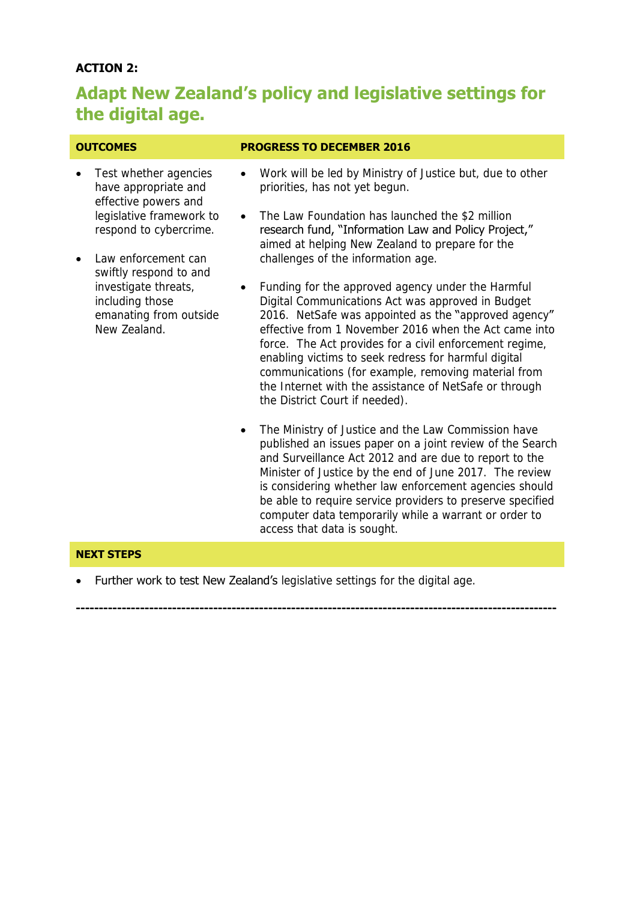**ACTION 2:**

## Adapt New Zealand's policy and legislative settings for the digital age.

| OUTCOMES | PROGRESS TO DECEMBER 2016 |
|---|---|
| • Test whether agencies have appropriate and effective powers and legislative framework to respond to cybercrime.<br><br>• Law enforcement can swiftly respond to and investigate threats, including those emanating from outside New Zealand. | • Work will be led by Ministry of Justice but, due to other priorities, has not yet begun.<br><br>• The Law Foundation has launched the $2 million research fund, "Information Law and Policy Project," aimed at helping New Zealand to prepare for the challenges of the information age.<br><br>• Funding for the approved agency under the Harmful Digital Communications Act was approved in Budget 2016. NetSafe was appointed as the "approved agency" effective from 1 November 2016 when the Act came into force. The Act provides for a civil enforcement regime, enabling victims to seek redress for harmful digital communications (for example, removing material from the Internet with the assistance of NetSafe or through the District Court if needed).<br><br>• The Ministry of Justice and the Law Commission have published an issues paper on a joint review of the Search and Surveillance Act 2012 and are due to report to the Minister of Justice by the end of June 2017. The review is considering whether law enforcement agencies should be able to require service providers to preserve specified computer data temporarily while a warrant or order to access that data is sought. |

**NEXT STEPS**

- Further work to test New Zealand's legislative settings for the digital age.

---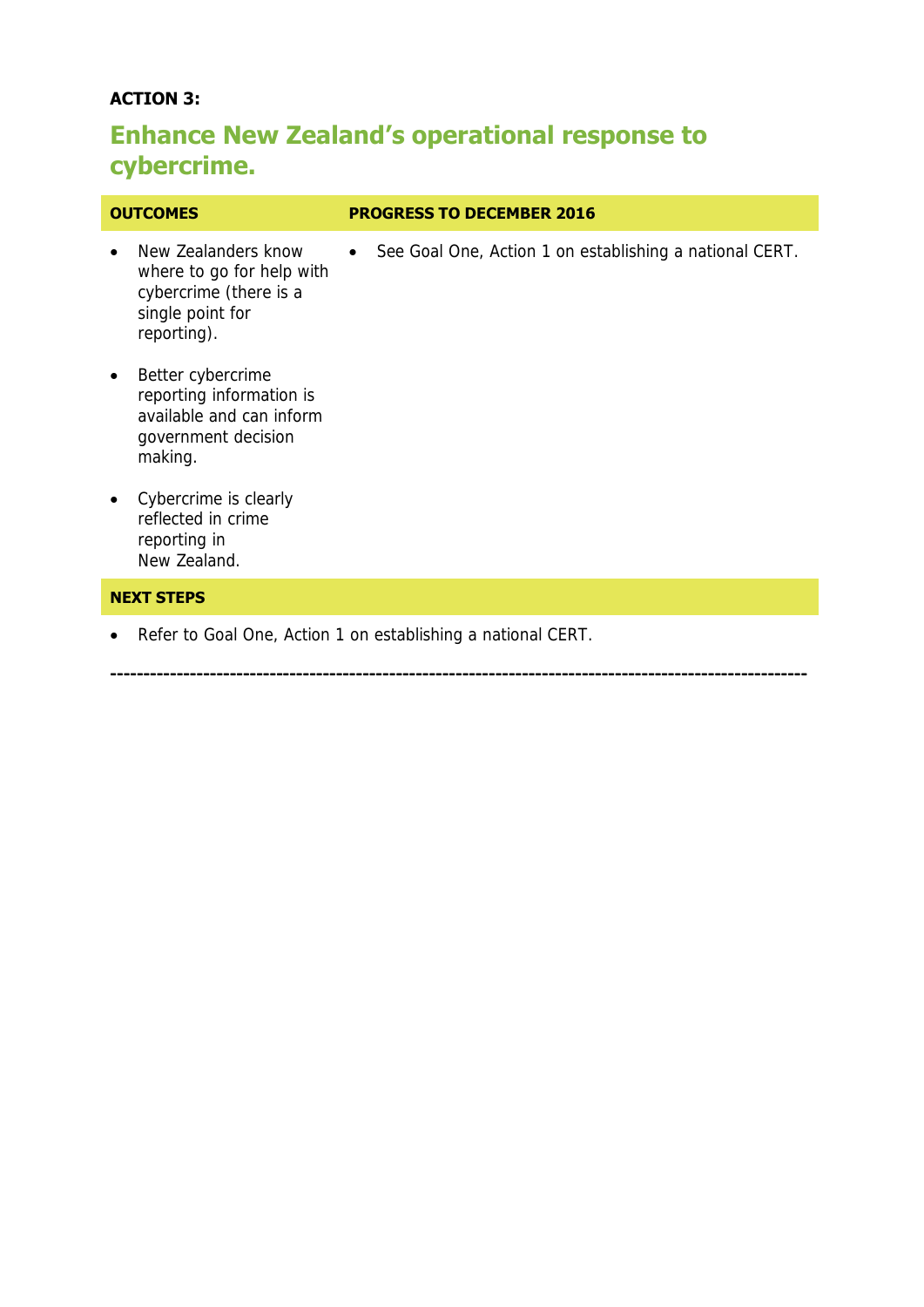**ACTION 3:**

## Enhance New Zealand's operational response to cybercrime.

| OUTCOMES | PROGRESS TO DECEMBER 2016 |
| --- | --- |
| • New Zealanders know where to go for help with cybercrime (there is a single point for reporting).<br>• Better cybercrime reporting information is available and can inform government decision making.<br>• Cybercrime is clearly reflected in crime reporting in New Zealand. | • See Goal One, Action 1 on establishing a national CERT. |

**NEXT STEPS**

- Refer to Goal One, Action 1 on establishing a national CERT.

---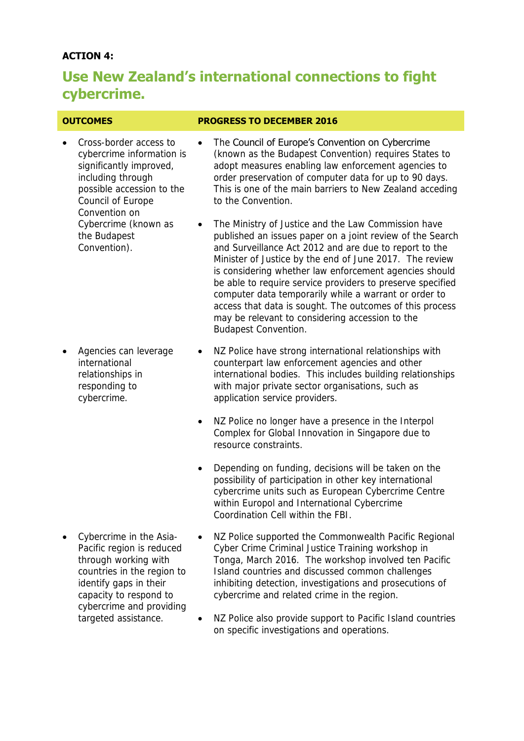**ACTION 4:**

## Use New Zealand's international connections to fight cybercrime.

| OUTCOMES | PROGRESS TO DECEMBER 2016 |
| --- | --- |
| • Cross-border access to cybercrime information is significantly improved, including through possible accession to the Council of Europe Convention on Cybercrime (known as the Budapest Convention). | • The Council of Europe's Convention on Cybercrime (known as the Budapest Convention) requires States to adopt measures enabling law enforcement agencies to order preservation of computer data for up to 90 days. This is one of the main barriers to New Zealand acceding to the Convention.<br><br>• The Ministry of Justice and the Law Commission have published an issues paper on a joint review of the Search and Surveillance Act 2012 and are due to report to the Minister of Justice by the end of June 2017. The review is considering whether law enforcement agencies should be able to require service providers to preserve specified computer data temporarily while a warrant or order to access that data is sought. The outcomes of this process may be relevant to considering accession to the Budapest Convention. |
| • Agencies can leverage international relationships in responding to cybercrime. | • NZ Police have strong international relationships with counterpart law enforcement agencies and other international bodies. This includes building relationships with major private sector organisations, such as application service providers.<br><br>• NZ Police no longer have a presence in the Interpol Complex for Global Innovation in Singapore due to resource constraints.<br><br>• Depending on funding, decisions will be taken on the possibility of participation in other key international cybercrime units such as European Cybercrime Centre within Europol and International Cybercrime Coordination Cell within the FBI. |
| • Cybercrime in the Asia-Pacific region is reduced through working with countries in the region to identify gaps in their capacity to respond to cybercrime and providing targeted assistance. | • NZ Police supported the Commonwealth Pacific Regional Cyber Crime Criminal Justice Training workshop in Tonga, March 2016. The workshop involved ten Pacific Island countries and discussed common challenges inhibiting detection, investigations and prosecutions of cybercrime and related crime in the region.<br><br>• NZ Police also provide support to Pacific Island countries on specific investigations and operations. |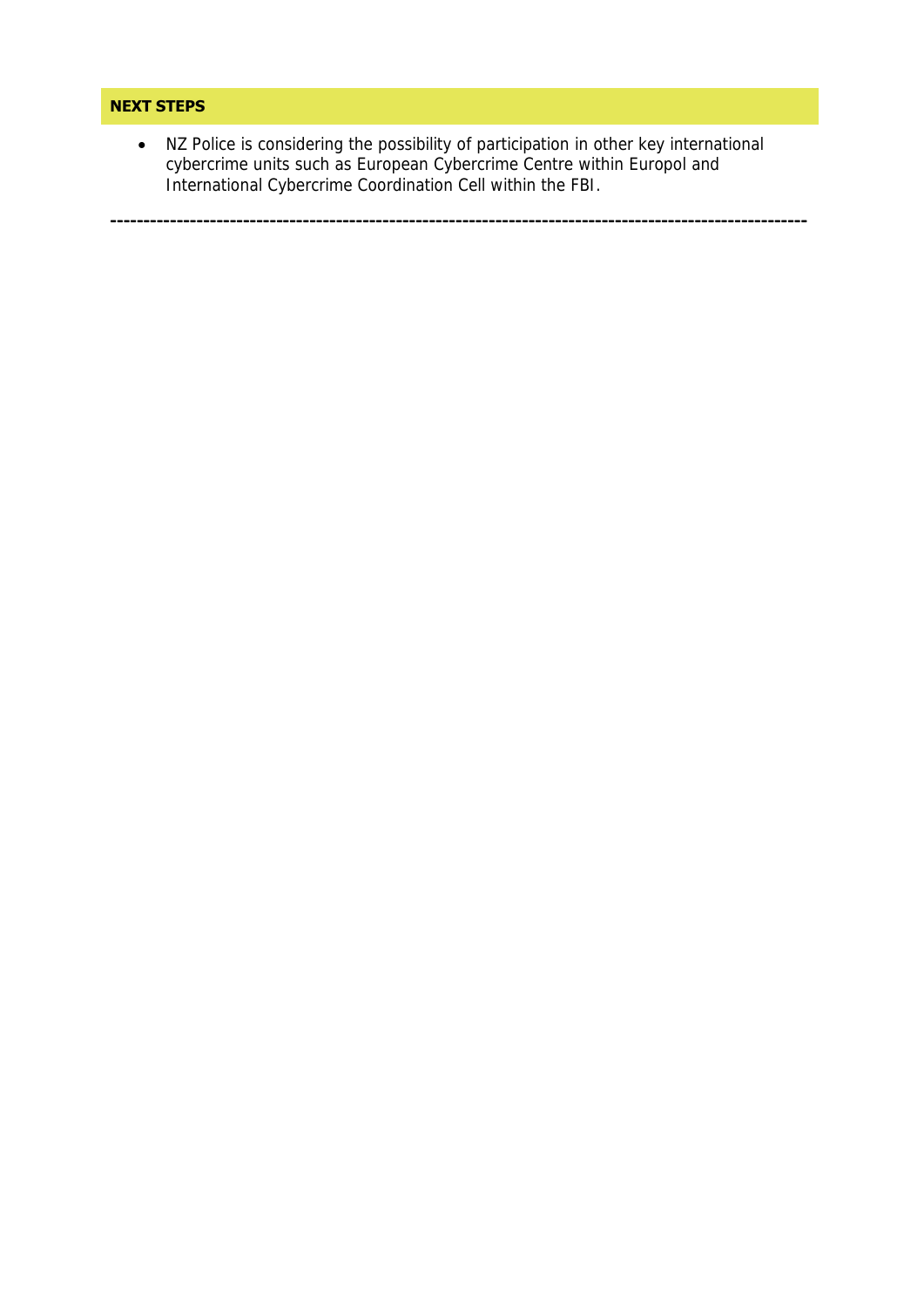## NEXT STEPS

- NZ Police is considering the possibility of participation in other key international cybercrime units such as European Cybercrime Centre within Europol and International Cybercrime Coordination Cell within the FBI.

---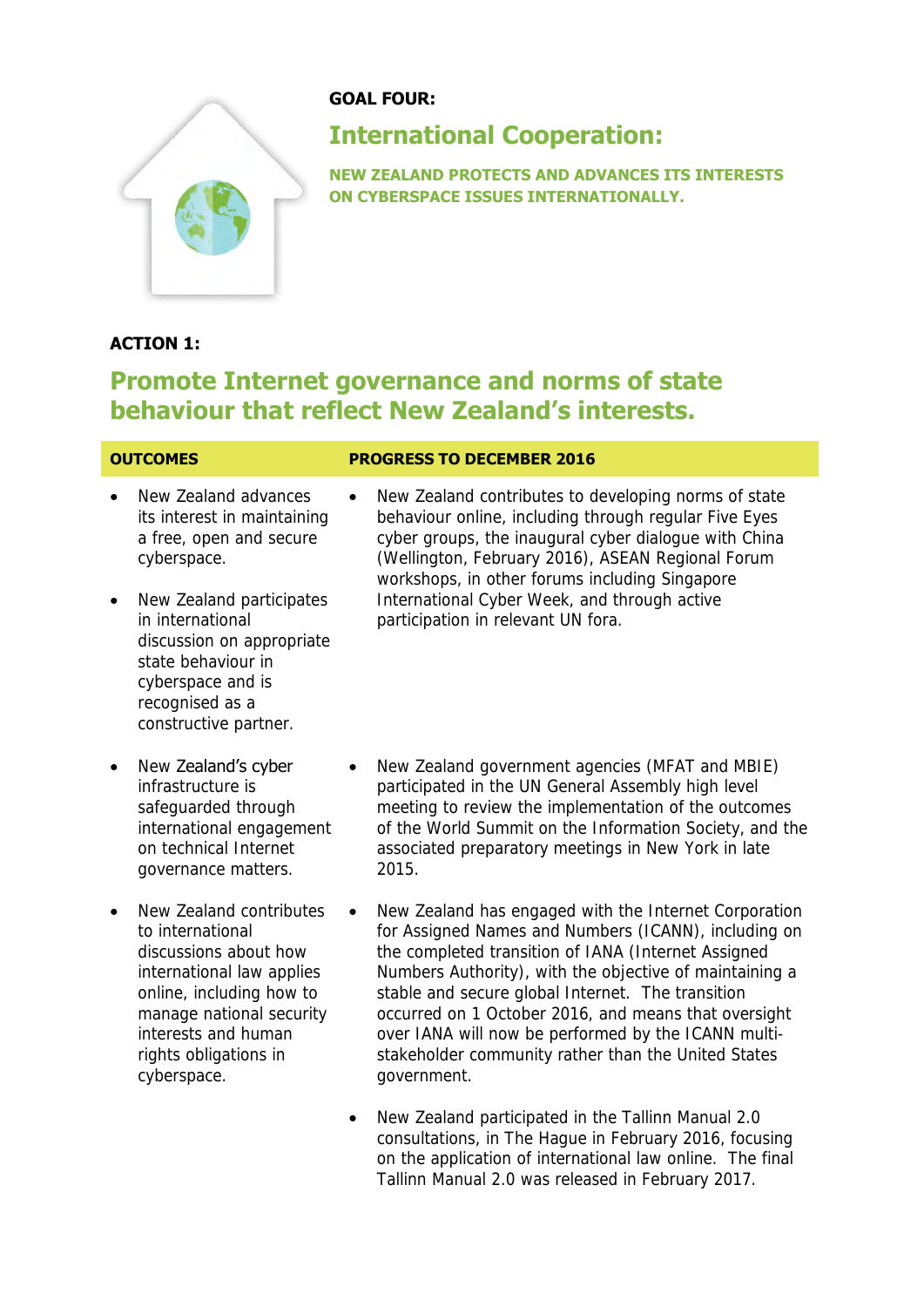**GOAL FOUR:**

# International Cooperation:

**NEW ZEALAND PROTECTS AND ADVANCES ITS INTERESTS ON CYBERSPACE ISSUES INTERNATIONALLY.**

**ACTION 1:**

## Promote Internet governance and norms of state behaviour that reflect New Zealand's interests.

| OUTCOMES | PROGRESS TO DECEMBER 2016 |
|---|---|
| • New Zealand advances its interest in maintaining a free, open and secure cyberspace.<br><br>• New Zealand participates in international discussion on appropriate state behaviour in cyberspace and is recognised as a constructive partner. | • New Zealand contributes to developing norms of state behaviour online, including through regular Five Eyes cyber groups, the inaugural cyber dialogue with China (Wellington, February 2016), ASEAN Regional Forum workshops, in other forums including Singapore International Cyber Week, and through active participation in relevant UN fora. |
| • New Zealand's cyber infrastructure is safeguarded through international engagement on technical Internet governance matters. | • New Zealand government agencies (MFAT and MBIE) participated in the UN General Assembly high level meeting to review the implementation of the outcomes of the World Summit on the Information Society, and the associated preparatory meetings in New York in late 2015. |
| • New Zealand contributes to international discussions about how international law applies online, including how to manage national security interests and human rights obligations in cyberspace. | • New Zealand has engaged with the Internet Corporation for Assigned Names and Numbers (ICANN), including on the completed transition of IANA (Internet Assigned Numbers Authority), with the objective of maintaining a stable and secure global Internet. The transition occurred on 1 October 2016, and means that oversight over IANA will now be performed by the ICANN multi-stakeholder community rather than the United States government.<br><br>• New Zealand participated in the Tallinn Manual 2.0 consultations, in The Hague in February 2016, focusing on the application of international law online. The final Tallinn Manual 2.0 was released in February 2017. |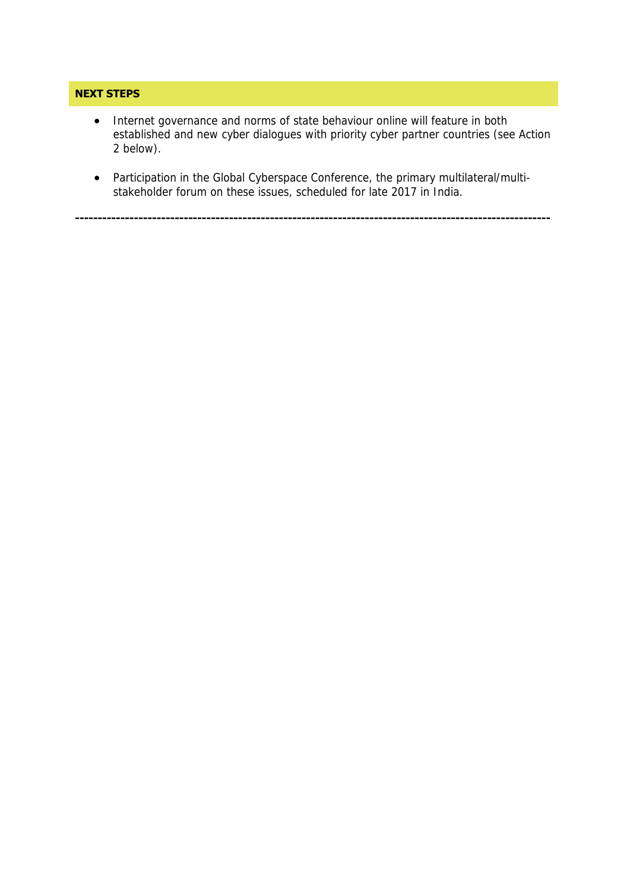**NEXT STEPS**

- Internet governance and norms of state behaviour online will feature in both established and new cyber dialogues with priority cyber partner countries (see Action 2 below).
- Participation in the Global Cyberspace Conference, the primary multilateral/multi-stakeholder forum on these issues, scheduled for late 2017 in India.

---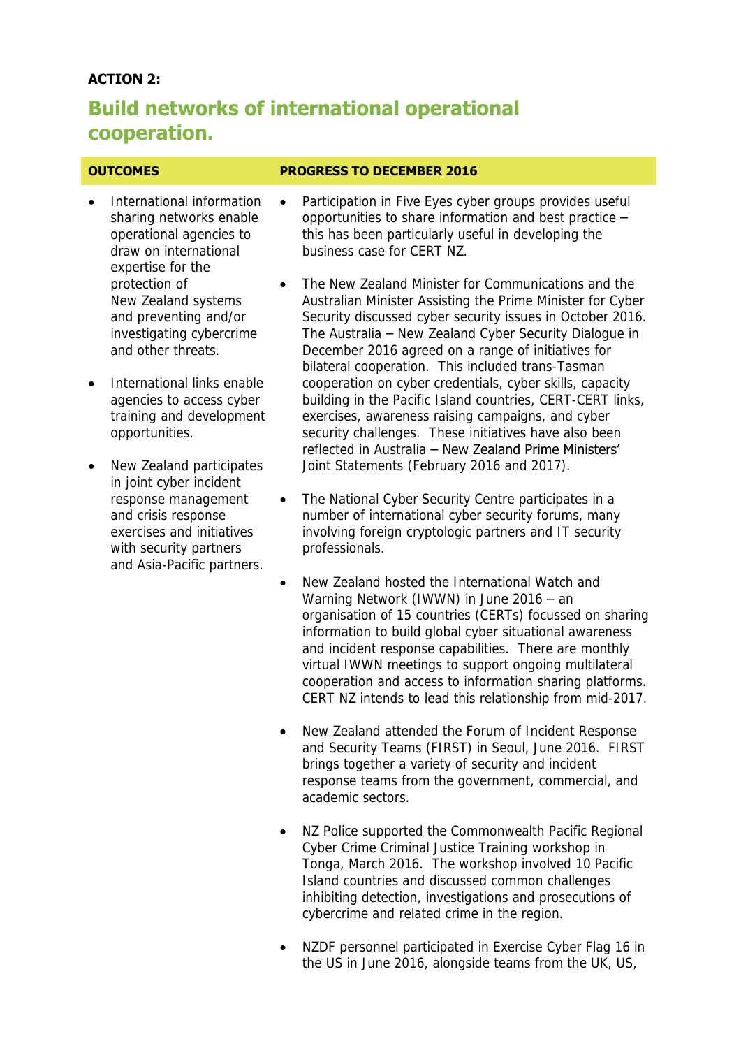**ACTION 2:**

## Build networks of international operational cooperation.

| OUTCOMES | PROGRESS TO DECEMBER 2016 |
|---|---|
| • International information sharing networks enable operational agencies to draw on international expertise for the protection of New Zealand systems and preventing and/or investigating cybercrime and other threats.<br><br>• International links enable agencies to access cyber training and development opportunities.<br><br>• New Zealand participates in joint cyber incident response management and crisis response exercises and initiatives with security partners and Asia-Pacific partners. | • Participation in Five Eyes cyber groups provides useful opportunities to share information and best practice – this has been particularly useful in developing the business case for CERT NZ.<br><br>• The New Zealand Minister for Communications and the Australian Minister Assisting the Prime Minister for Cyber Security discussed cyber security issues in October 2016. The Australia – New Zealand Cyber Security Dialogue in December 2016 agreed on a range of initiatives for bilateral cooperation. This included trans-Tasman cooperation on cyber credentials, cyber skills, capacity building in the Pacific Island countries, CERT-CERT links, exercises, awareness raising campaigns, and cyber security challenges. These initiatives have also been reflected in Australia – New Zealand Prime Ministers' Joint Statements (February 2016 and 2017).<br><br>• The National Cyber Security Centre participates in a number of international cyber security forums, many involving foreign cryptologic partners and IT security professionals.<br><br>• New Zealand hosted the International Watch and Warning Network (IWWN) in June 2016 – an organisation of 15 countries (CERTs) focussed on sharing information to build global cyber situational awareness and incident response capabilities. There are monthly virtual IWWN meetings to support ongoing multilateral cooperation and access to information sharing platforms. CERT NZ intends to lead this relationship from mid-2017.<br><br>• New Zealand attended the Forum of Incident Response and Security Teams (FIRST) in Seoul, June 2016. FIRST brings together a variety of security and incident response teams from the government, commercial, and academic sectors.<br><br>• NZ Police supported the Commonwealth Pacific Regional Cyber Crime Criminal Justice Training workshop in Tonga, March 2016. The workshop involved 10 Pacific Island countries and discussed common challenges inhibiting detection, investigations and prosecutions of cybercrime and related crime in the region.<br><br>• NZDF personnel participated in Exercise Cyber Flag 16 in the US in June 2016, alongside teams from the UK, US, |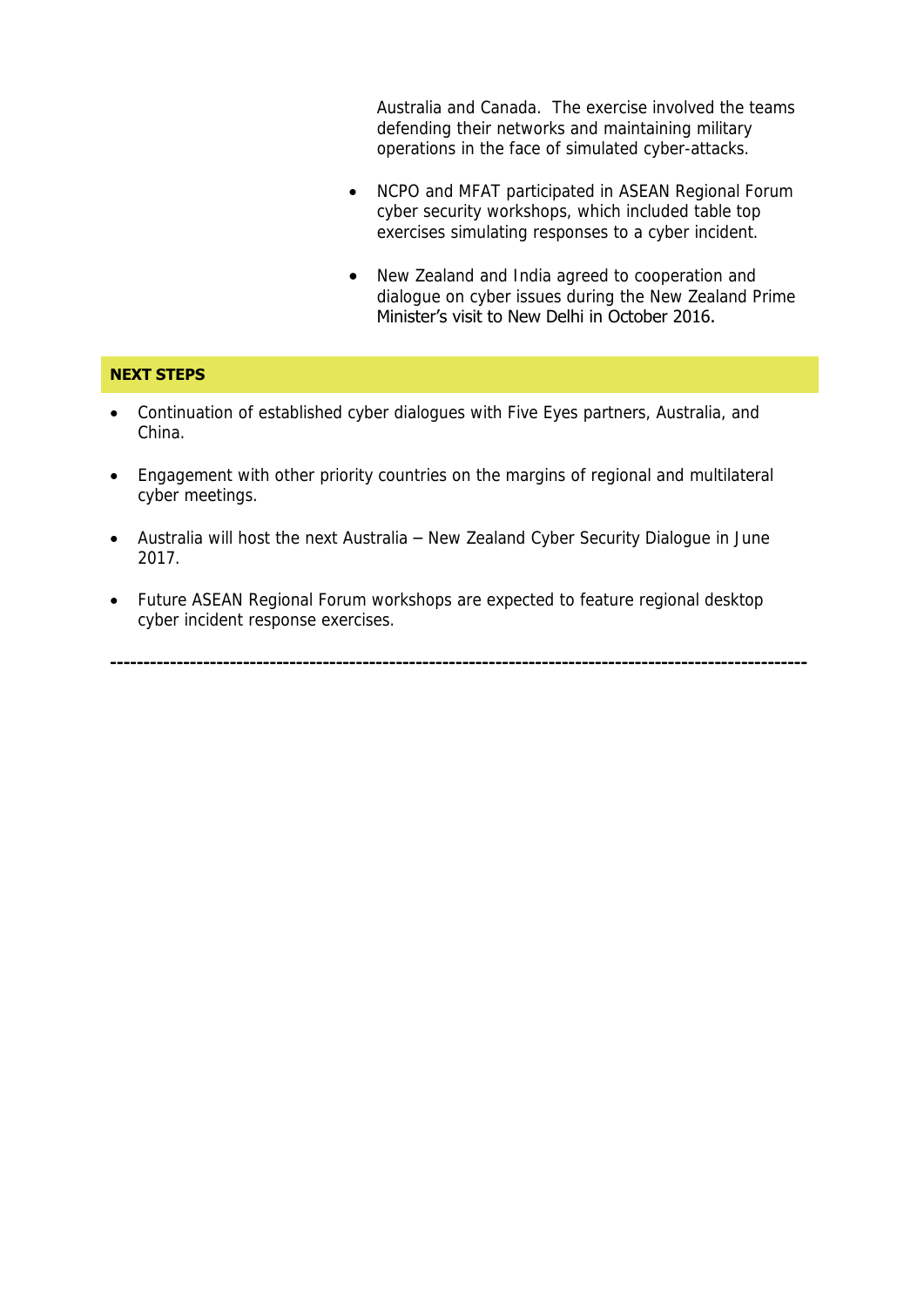Australia and Canada. The exercise involved the teams defending their networks and maintaining military operations in the face of simulated cyber-attacks.

- NCPO and MFAT participated in ASEAN Regional Forum cyber security workshops, which included table top exercises simulating responses to a cyber incident.

- New Zealand and India agreed to cooperation and dialogue on cyber issues during the New Zealand Prime Minister's visit to New Delhi in October 2016.

**NEXT STEPS**

- Continuation of established cyber dialogues with Five Eyes partners, Australia, and China.

- Engagement with other priority countries on the margins of regional and multilateral cyber meetings.

- Australia will host the next Australia – New Zealand Cyber Security Dialogue in June 2017.

- Future ASEAN Regional Forum workshops are expected to feature regional desktop cyber incident response exercises.

---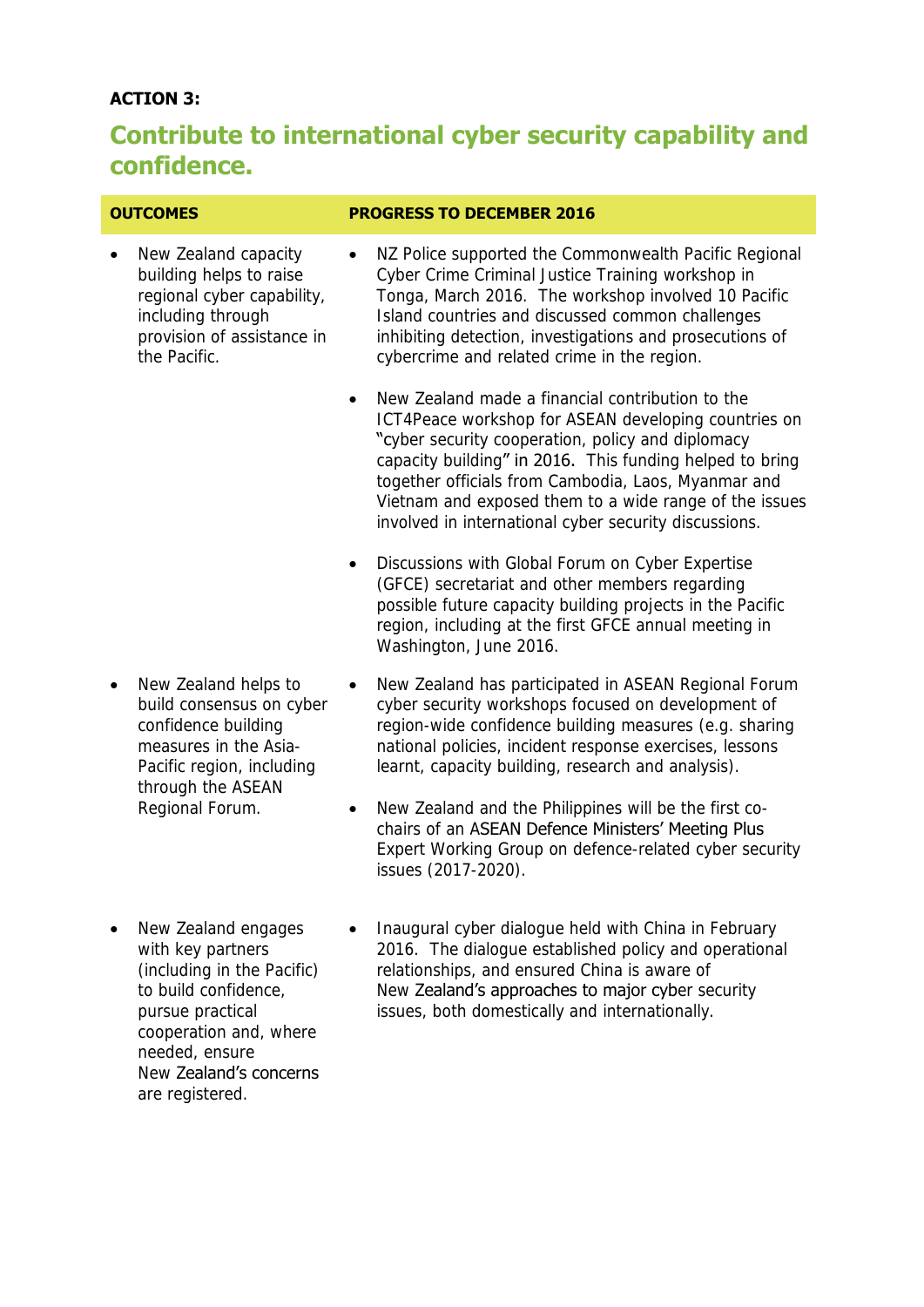**ACTION 3:**

## Contribute to international cyber security capability and confidence.

| OUTCOMES | PROGRESS TO DECEMBER 2016 |
|---|---|
| • New Zealand capacity building helps to raise regional cyber capability, including through provision of assistance in the Pacific. | • NZ Police supported the Commonwealth Pacific Regional Cyber Crime Criminal Justice Training workshop in Tonga, March 2016. The workshop involved 10 Pacific Island countries and discussed common challenges inhibiting detection, investigations and prosecutions of cybercrime and related crime in the region.<br><br>• New Zealand made a financial contribution to the ICT4Peace workshop for ASEAN developing countries on "cyber security cooperation, policy and diplomacy capacity building" in 2016. This funding helped to bring together officials from Cambodia, Laos, Myanmar and Vietnam and exposed them to a wide range of the issues involved in international cyber security discussions.<br><br>• Discussions with Global Forum on Cyber Expertise (GFCE) secretariat and other members regarding possible future capacity building projects in the Pacific region, including at the first GFCE annual meeting in Washington, June 2016. |
| • New Zealand helps to build consensus on cyber confidence building measures in the Asia-Pacific region, including through the ASEAN Regional Forum. | • New Zealand has participated in ASEAN Regional Forum cyber security workshops focused on development of region-wide confidence building measures (e.g. sharing national policies, incident response exercises, lessons learnt, capacity building, research and analysis).<br><br>• New Zealand and the Philippines will be the first co-chairs of an ASEAN Defence Ministers' Meeting Plus Expert Working Group on defence-related cyber security issues (2017-2020). |
| • New Zealand engages with key partners (including in the Pacific) to build confidence, pursue practical cooperation and, where needed, ensure New Zealand's concerns are registered. | • Inaugural cyber dialogue held with China in February 2016. The dialogue established policy and operational relationships, and ensured China is aware of New Zealand's approaches to major cyber security issues, both domestically and internationally. |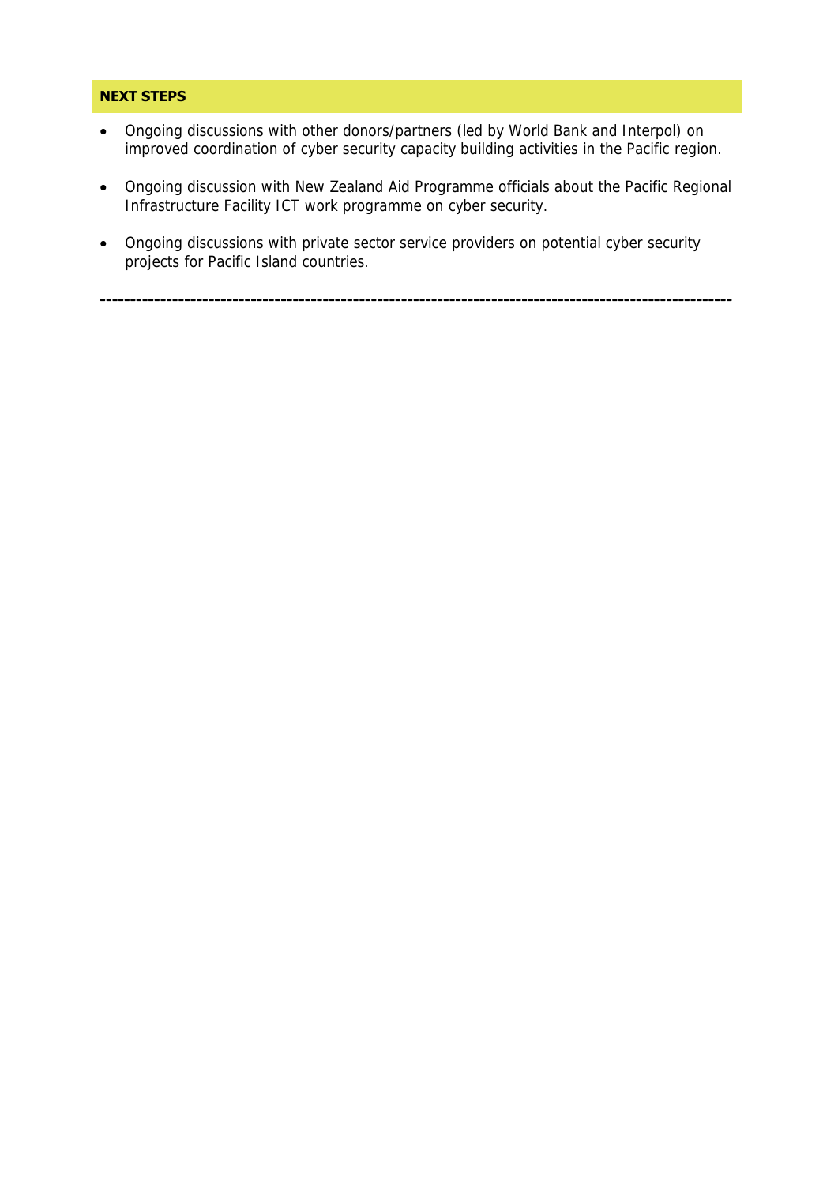## NEXT STEPS

- Ongoing discussions with other donors/partners (led by World Bank and Interpol) on improved coordination of cyber security capacity building activities in the Pacific region.
- Ongoing discussion with New Zealand Aid Programme officials about the Pacific Regional Infrastructure Facility ICT work programme on cyber security.
- Ongoing discussions with private sector service providers on potential cyber security projects for Pacific Island countries.

---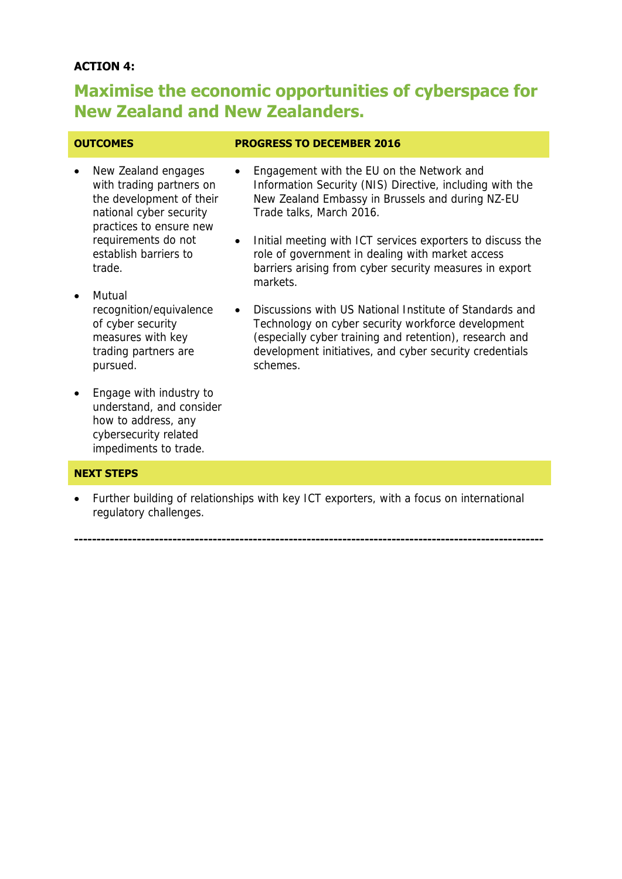**ACTION 4:**

## Maximise the economic opportunities of cyberspace for New Zealand and New Zealanders.

| OUTCOMES | PROGRESS TO DECEMBER 2016 |
|---|---|
| • New Zealand engages with trading partners on the development of their national cyber security practices to ensure new requirements do not establish barriers to trade.<br>• Mutual recognition/equivalence of cyber security measures with key trading partners are pursued.<br>• Engage with industry to understand, and consider how to address, any cybersecurity related impediments to trade. | • Engagement with the EU on the Network and Information Security (NIS) Directive, including with the New Zealand Embassy in Brussels and during NZ-EU Trade talks, March 2016.<br>• Initial meeting with ICT services exporters to discuss the role of government in dealing with market access barriers arising from cyber security measures in export markets.<br>• Discussions with US National Institute of Standards and Technology on cyber security workforce development (especially cyber training and retention), research and development initiatives, and cyber security credentials schemes. |

**NEXT STEPS**

- Further building of relationships with key ICT exporters, with a focus on international regulatory challenges.

---